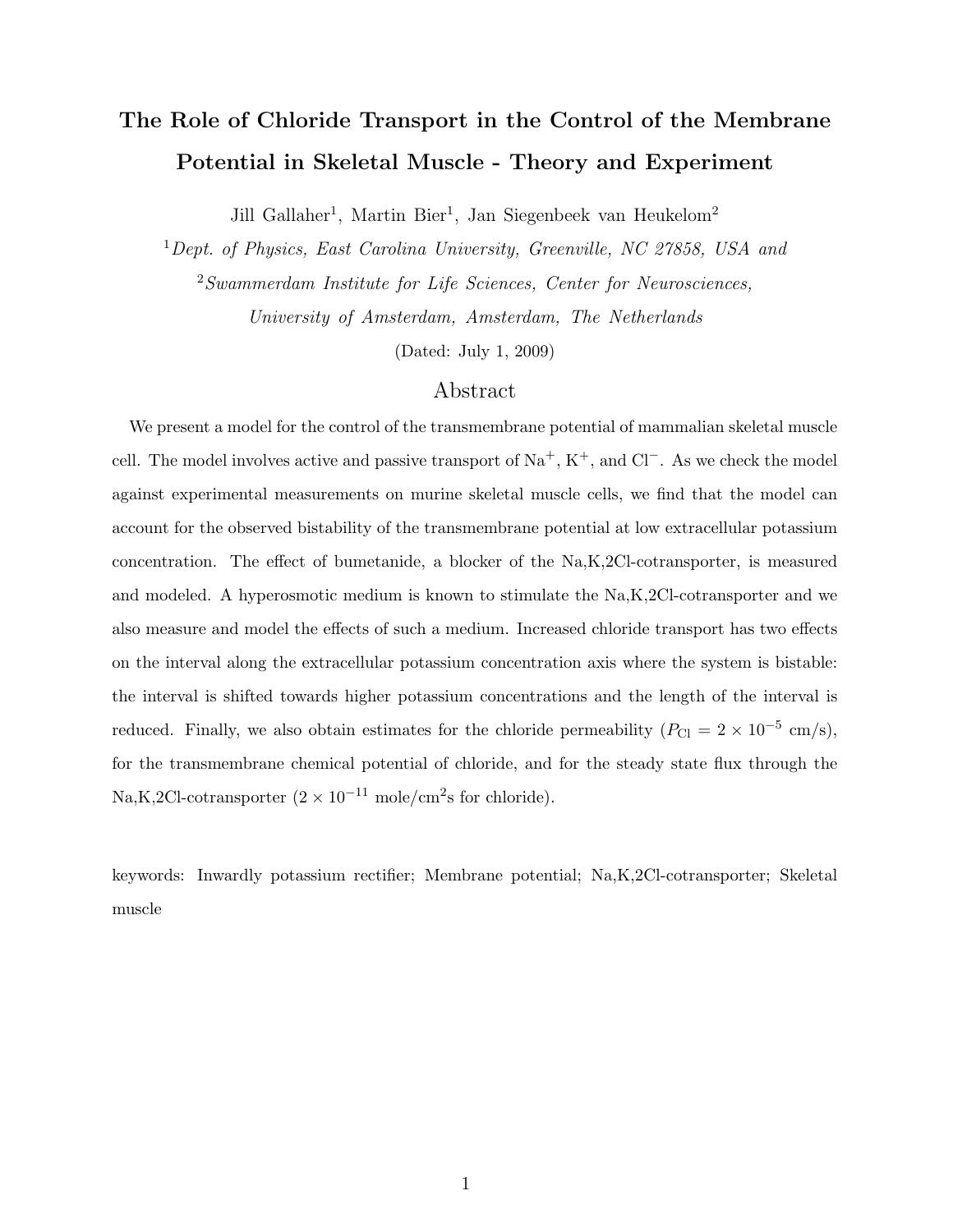# The Role of Chloride Transport in the Control of the Membrane Potential in Skeletal Muscle - Theory and Experiment

Jill Gallaher[1], Martin Bier[1], Jan Siegenbeek van Heukelom[2]

[1]*Dept. of Physics, East Carolina University, Greenville, NC 27858, USA and*

[2]*Swammerdam Institute for Life Sciences, Center for Neurosciences, University of Amsterdam, Amsterdam, The Netherlands*

(Dated: July 1, 2009)

## Abstract

We present a model for the control of the transmembrane potential of mammalian skeletal muscle cell. The model involves active and passive transport of $Na^+$, $K^+$, and $Cl^-$. As we check the model against experimental measurements on murine skeletal muscle cells, we find that the model can account for the observed bistability of the transmembrane potential at low extracellular potassium concentration. The effect of bumetanide, a blocker of the Na,K,2Cl-cotransporter, is measured and modeled. A hyperosmotic medium is known to stimulate the Na,K,2Cl-cotransporter and we also measure and model the effects of such a medium. Increased chloride transport has two effects on the interval along the extracellular potassium concentration axis where the system is bistable: the interval is shifted towards higher potassium concentrations and the length of the interval is reduced. Finally, we also obtain estimates for the chloride permeability ($P_{\text{Cl}} = 2 \times 10^{-5}$ cm/s), for the transmembrane chemical potential of chloride, and for the steady state flux through the Na,K,2Cl-cotransporter ($2 \times 10^{-11}$ mole/cm$^2$s for chloride).

keywords: Inwardly potassium rectifier; Membrane potential; Na,K,2Cl-cotransporter; Skeletal muscle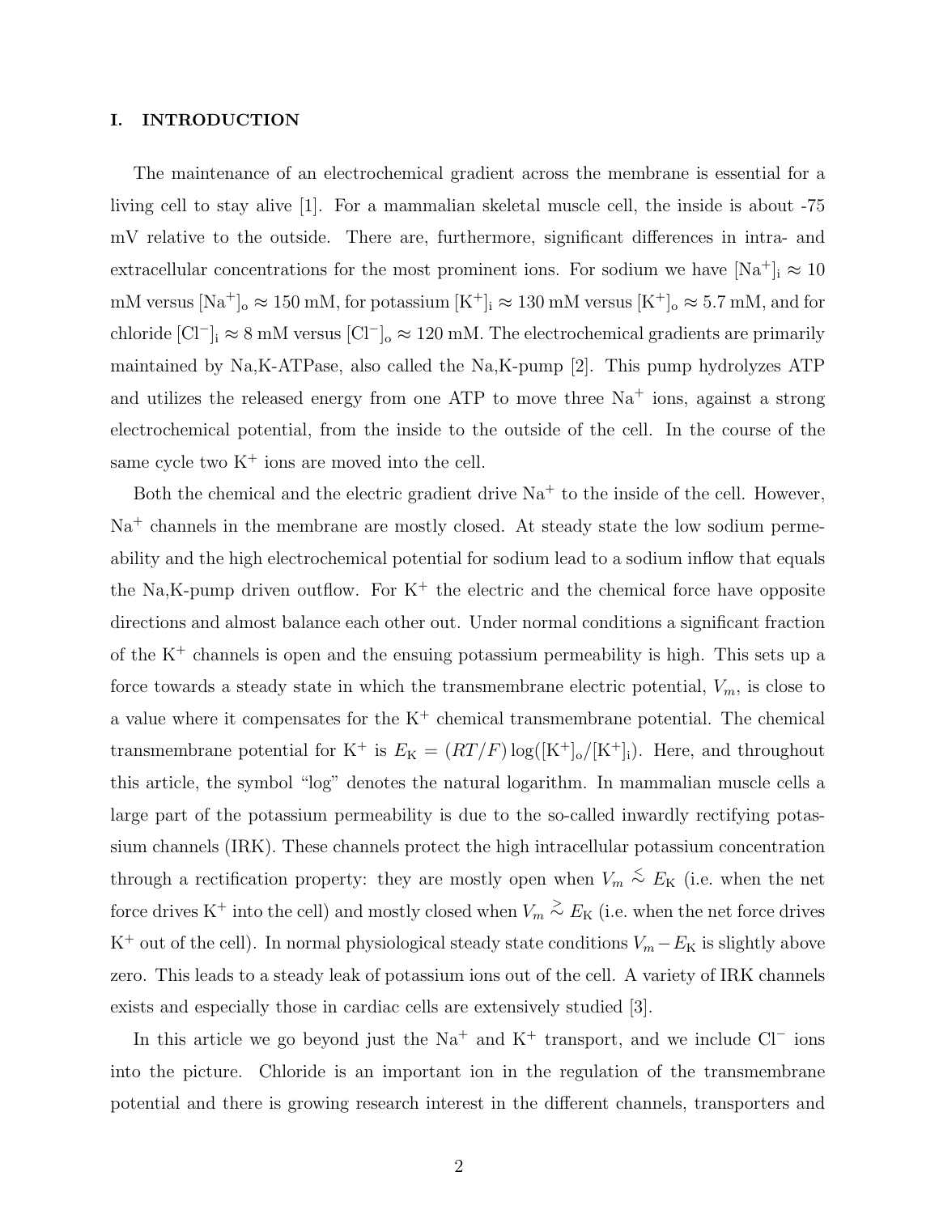## I. INTRODUCTION

The maintenance of an electrochemical gradient across the membrane is essential for a living cell to stay alive [1]. For a mammalian skeletal muscle cell, the inside is about -75 mV relative to the outside. There are, furthermore, significant differences in intra- and extracellular concentrations for the most prominent ions. For sodium we have $[\mathrm{Na}^+]_\mathrm{i} \approx 10$ mM versus $[\mathrm{Na}^+]_\mathrm{o} \approx 150$ mM, for potassium $[\mathrm{K}^+]_\mathrm{i} \approx 130$ mM versus $[\mathrm{K}^+]_\mathrm{o} \approx 5.7$ mM, and for chloride $[\mathrm{Cl}^-]_\mathrm{i} \approx 8$ mM versus $[\mathrm{Cl}^-]_\mathrm{o} \approx 120$ mM. The electrochemical gradients are primarily maintained by Na,K-ATPase, also called the Na,K-pump [2]. This pump hydrolyzes ATP and utilizes the released energy from one ATP to move three $\mathrm{Na}^+$ ions, against a strong electrochemical potential, from the inside to the outside of the cell. In the course of the same cycle two $\mathrm{K}^+$ ions are moved into the cell.

Both the chemical and the electric gradient drive $\mathrm{Na}^+$ to the inside of the cell. However, $\mathrm{Na}^+$ channels in the membrane are mostly closed. At steady state the low sodium permeability and the high electrochemical potential for sodium lead to a sodium inflow that equals the Na,K-pump driven outflow. For $\mathrm{K}^+$ the electric and the chemical force have opposite directions and almost balance each other out. Under normal conditions a significant fraction of the $\mathrm{K}^+$ channels is open and the ensuing potassium permeability is high. This sets up a force towards a steady state in which the transmembrane electric potential, $V_m$, is close to a value where it compensates for the $\mathrm{K}^+$ chemical transmembrane potential. The chemical transmembrane potential for $\mathrm{K}^+$ is $E_\mathrm{K} = (RT/F)\log([\mathrm{K}^+]_\mathrm{o}/[\mathrm{K}^+]_\mathrm{i})$. Here, and throughout this article, the symbol "log" denotes the natural logarithm. In mammalian muscle cells a large part of the potassium permeability is due to the so-called inwardly rectifying potassium channels (IRK). These channels protect the high intracellular potassium concentration through a rectification property: they are mostly open when $V_m \lesssim E_\mathrm{K}$ (i.e. when the net force drives $\mathrm{K}^+$ into the cell) and mostly closed when $V_m \gtrsim E_\mathrm{K}$ (i.e. when the net force drives $\mathrm{K}^+$ out of the cell). In normal physiological steady state conditions $V_m - E_\mathrm{K}$ is slightly above zero. This leads to a steady leak of potassium ions out of the cell. A variety of IRK channels exists and especially those in cardiac cells are extensively studied [3].

In this article we go beyond just the $\mathrm{Na}^+$ and $\mathrm{K}^+$ transport, and we include $\mathrm{Cl}^-$ ions into the picture. Chloride is an important ion in the regulation of the transmembrane potential and there is growing research interest in the different channels, transporters and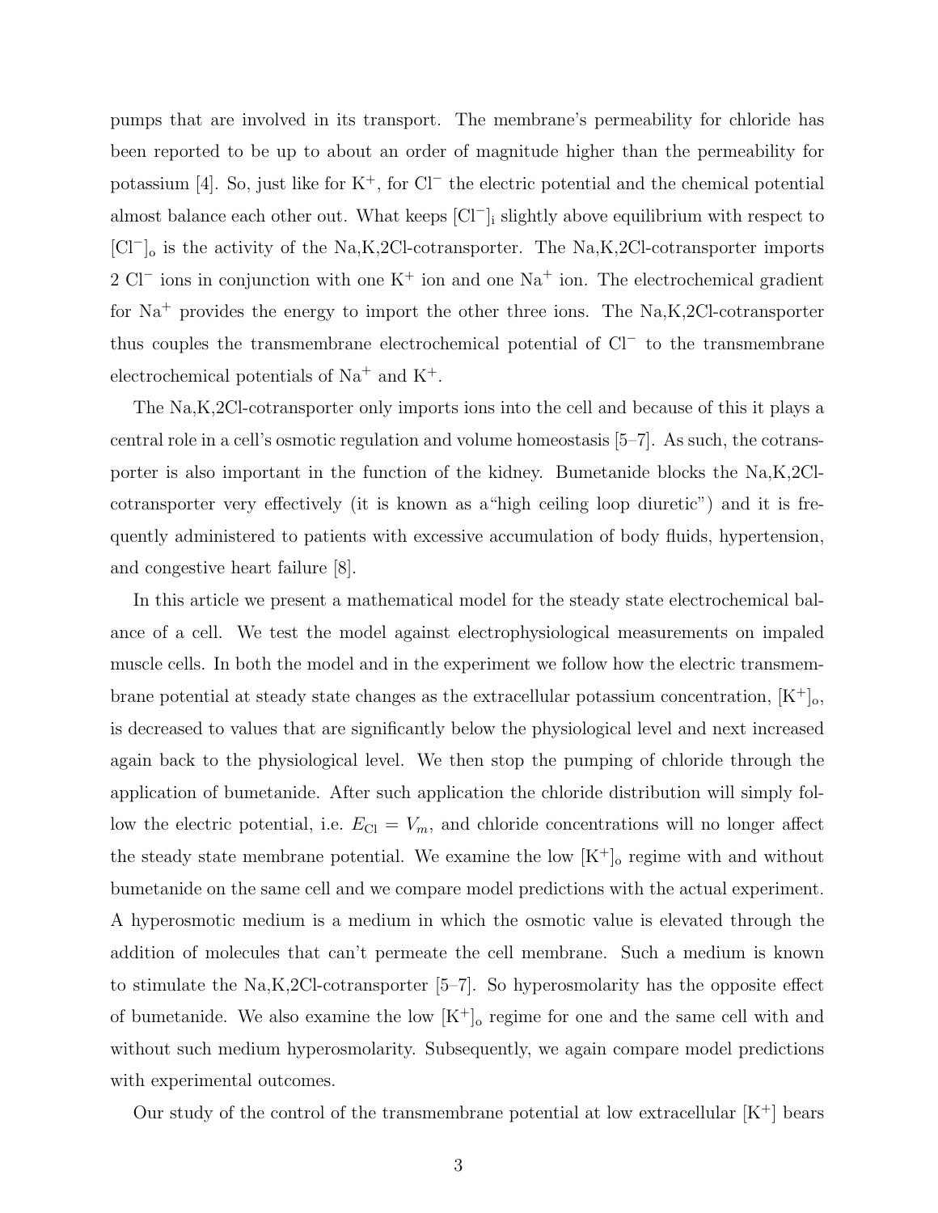pumps that are involved in its transport. The membrane's permeability for chloride has been reported to be up to about an order of magnitude higher than the permeability for potassium [4]. So, just like for $K^+$, for $Cl^-$ the electric potential and the chemical potential almost balance each other out. What keeps $[Cl^-]_i$ slightly above equilibrium with respect to $[Cl^-]_o$ is the activity of the Na,K,2Cl-cotransporter. The Na,K,2Cl-cotransporter imports 2 $Cl^-$ ions in conjunction with one $K^+$ ion and one $Na^+$ ion. The electrochemical gradient for $Na^+$ provides the energy to import the other three ions. The Na,K,2Cl-cotransporter thus couples the transmembrane electrochemical potential of $Cl^-$ to the transmembrane electrochemical potentials of $Na^+$ and $K^+$.

The Na,K,2Cl-cotransporter only imports ions into the cell and because of this it plays a central role in a cell's osmotic regulation and volume homeostasis [5–7]. As such, the cotransporter is also important in the function of the kidney. Bumetanide blocks the Na,K,2Cl-cotransporter very effectively (it is known as a"high ceiling loop diuretic") and it is frequently administered to patients with excessive accumulation of body fluids, hypertension, and congestive heart failure [8].

In this article we present a mathematical model for the steady state electrochemical balance of a cell. We test the model against electrophysiological measurements on impaled muscle cells. In both the model and in the experiment we follow how the electric transmembrane potential at steady state changes as the extracellular potassium concentration, $[K^+]_o$, is decreased to values that are significantly below the physiological level and next increased again back to the physiological level. We then stop the pumping of chloride through the application of bumetanide. After such application the chloride distribution will simply follow the electric potential, i.e. $E_{Cl} = V_m$, and chloride concentrations will no longer affect the steady state membrane potential. We examine the low $[K^+]_o$ regime with and without bumetanide on the same cell and we compare model predictions with the actual experiment. A hyperosmotic medium is a medium in which the osmotic value is elevated through the addition of molecules that can't permeate the cell membrane. Such a medium is known to stimulate the Na,K,2Cl-cotransporter [5–7]. So hyperosmolarity has the opposite effect of bumetanide. We also examine the low $[K^+]_o$ regime for one and the same cell with and without such medium hyperosmolarity. Subsequently, we again compare model predictions with experimental outcomes.

Our study of the control of the transmembrane potential at low extracellular $[K^+]$ bears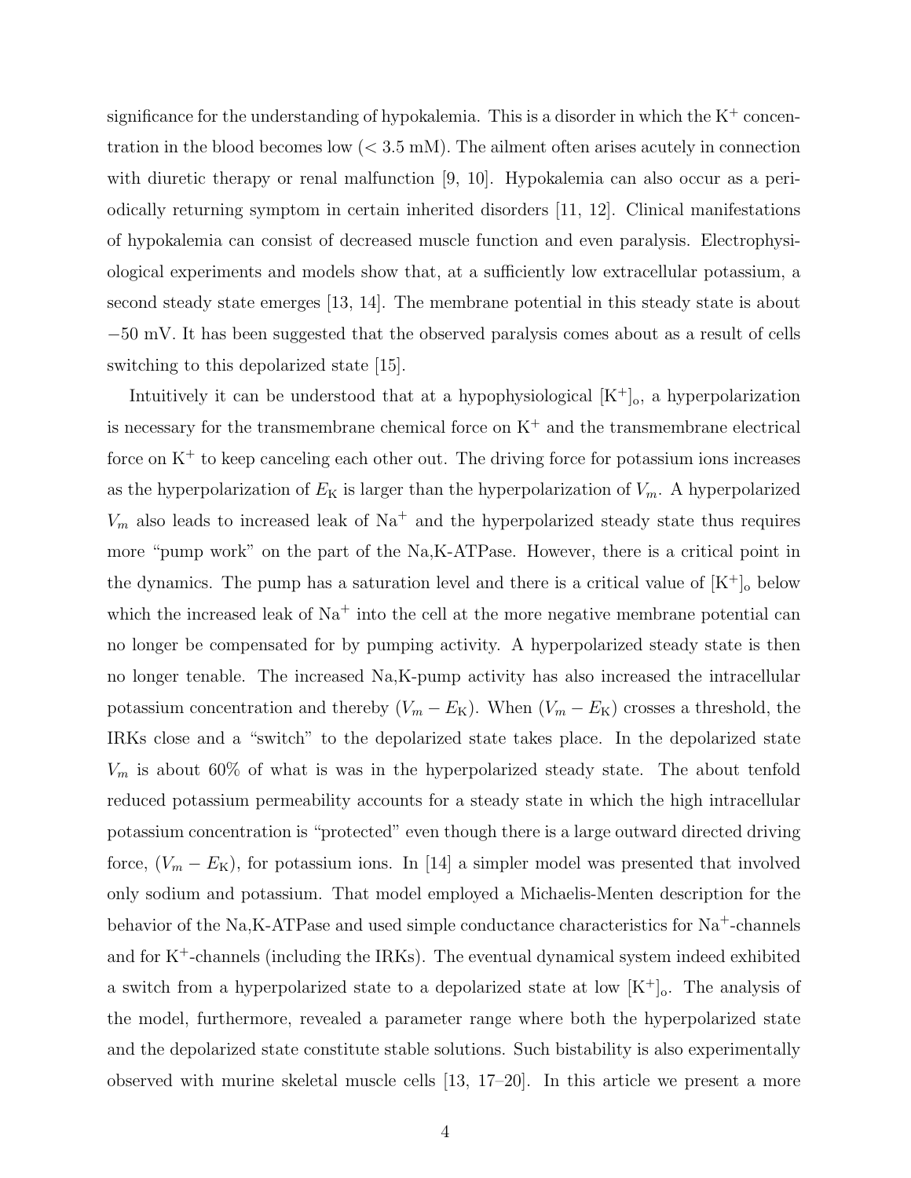significance for the understanding of hypokalemia. This is a disorder in which the $K^+$ concentration in the blood becomes low ($< 3.5$ mM). The ailment often arises acutely in connection with diuretic therapy or renal malfunction [9, 10]. Hypokalemia can also occur as a periodically returning symptom in certain inherited disorders [11, 12]. Clinical manifestations of hypokalemia can consist of decreased muscle function and even paralysis. Electrophysiological experiments and models show that, at a sufficiently low extracellular potassium, a second steady state emerges [13, 14]. The membrane potential in this steady state is about $-50$ mV. It has been suggested that the observed paralysis comes about as a result of cells switching to this depolarized state [15].

Intuitively it can be understood that at a hypophysiological $[K^+]_o$, a hyperpolarization is necessary for the transmembrane chemical force on $K^+$ and the transmembrane electrical force on $K^+$ to keep canceling each other out. The driving force for potassium ions increases as the hyperpolarization of $E_K$ is larger than the hyperpolarization of $V_m$. A hyperpolarized $V_m$ also leads to increased leak of $Na^+$ and the hyperpolarized steady state thus requires more "pump work" on the part of the Na,K-ATPase. However, there is a critical point in the dynamics. The pump has a saturation level and there is a critical value of $[K^+]_o$ below which the increased leak of $Na^+$ into the cell at the more negative membrane potential can no longer be compensated for by pumping activity. A hyperpolarized steady state is then no longer tenable. The increased Na,K-pump activity has also increased the intracellular potassium concentration and thereby $(V_m - E_K)$. When $(V_m - E_K)$ crosses a threshold, the IRKs close and a "switch" to the depolarized state takes place. In the depolarized state $V_m$ is about 60% of what is was in the hyperpolarized steady state. The about tenfold reduced potassium permeability accounts for a steady state in which the high intracellular potassium concentration is "protected" even though there is a large outward directed driving force, $(V_m - E_K)$, for potassium ions. In [14] a simpler model was presented that involved only sodium and potassium. That model employed a Michaelis-Menten description for the behavior of the Na,K-ATPase and used simple conductance characteristics for $Na^+$-channels and for $K^+$-channels (including the IRKs). The eventual dynamical system indeed exhibited a switch from a hyperpolarized state to a depolarized state at low $[K^+]_o$. The analysis of the model, furthermore, revealed a parameter range where both the hyperpolarized state and the depolarized state constitute stable solutions. Such bistability is also experimentally observed with murine skeletal muscle cells [13, 17–20]. In this article we present a more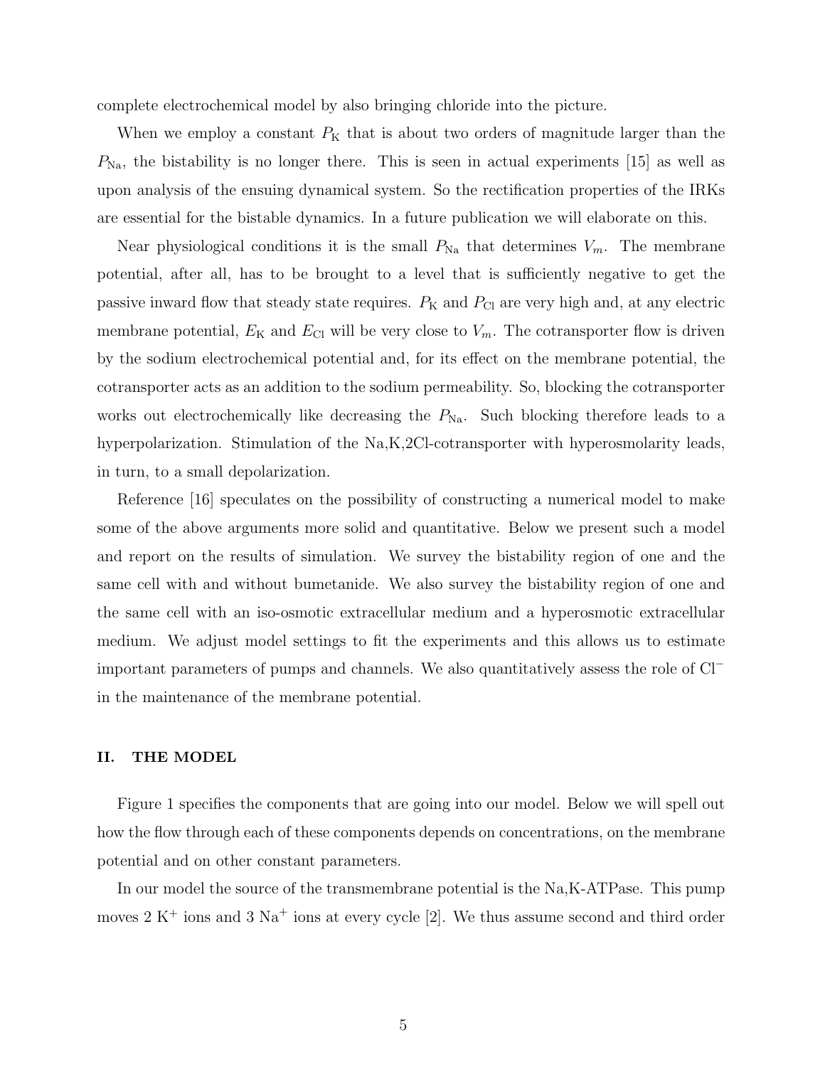complete electrochemical model by also bringing chloride into the picture.

When we employ a constant $P_{\mathrm{K}}$ that is about two orders of magnitude larger than the $P_{\mathrm{Na}}$, the bistability is no longer there. This is seen in actual experiments [15] as well as upon analysis of the ensuing dynamical system. So the rectification properties of the IRKs are essential for the bistable dynamics. In a future publication we will elaborate on this.

Near physiological conditions it is the small $P_{\mathrm{Na}}$ that determines $V_m$. The membrane potential, after all, has to be brought to a level that is sufficiently negative to get the passive inward flow that steady state requires. $P_{\mathrm{K}}$ and $P_{\mathrm{Cl}}$ are very high and, at any electric membrane potential, $E_{\mathrm{K}}$ and $E_{\mathrm{Cl}}$ will be very close to $V_m$. The cotransporter flow is driven by the sodium electrochemical potential and, for its effect on the membrane potential, the cotransporter acts as an addition to the sodium permeability. So, blocking the cotransporter works out electrochemically like decreasing the $P_{\mathrm{Na}}$. Such blocking therefore leads to a hyperpolarization. Stimulation of the Na,K,2Cl-cotransporter with hyperosmolarity leads, in turn, to a small depolarization.

Reference [16] speculates on the possibility of constructing a numerical model to make some of the above arguments more solid and quantitative. Below we present such a model and report on the results of simulation. We survey the bistability region of one and the same cell with and without bumetanide. We also survey the bistability region of one and the same cell with an iso-osmotic extracellular medium and a hyperosmotic extracellular medium. We adjust model settings to fit the experiments and this allows us to estimate important parameters of pumps and channels. We also quantitatively assess the role of $\mathrm{Cl}^-$ in the maintenance of the membrane potential.

## II. THE MODEL

Figure 1 specifies the components that are going into our model. Below we will spell out how the flow through each of these components depends on concentrations, on the membrane potential and on other constant parameters.

In our model the source of the transmembrane potential is the Na,K-ATPase. This pump moves 2 $\mathrm{K}^+$ ions and 3 $\mathrm{Na}^+$ ions at every cycle [2]. We thus assume second and third order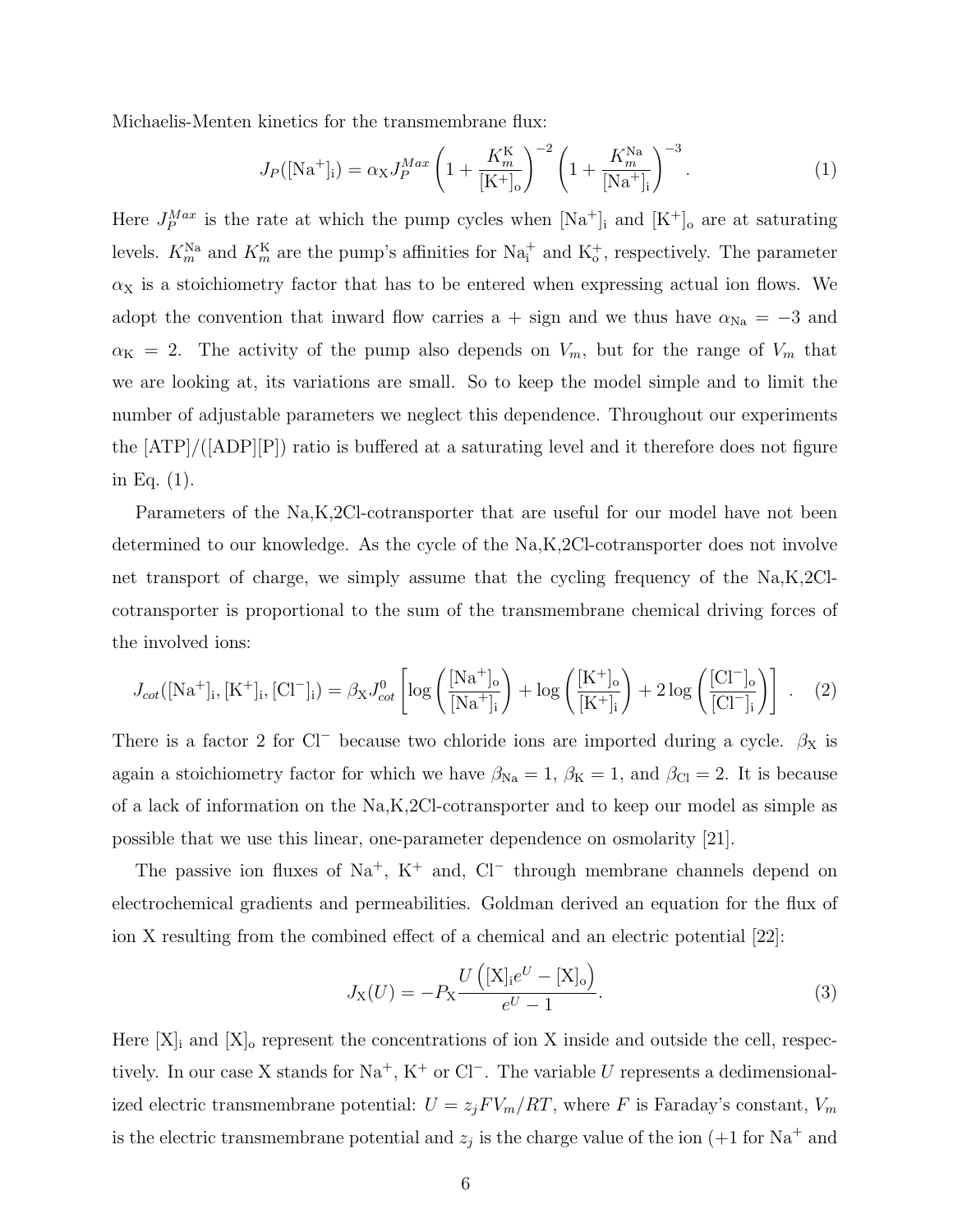Michaelis-Menten kinetics for the transmembrane flux:

$$J_P([\mathrm{Na}^+]_\mathrm{i}) = \alpha_\mathrm{X} J_P^{Max} \left(1 + \frac{K_m^\mathrm{K}}{[\mathrm{K}^+]_\mathrm{o}}\right)^{-2} \left(1 + \frac{K_m^\mathrm{Na}}{[\mathrm{Na}^+]_\mathrm{i}}\right)^{-3}. \tag{1}$$

Here $J_P^{Max}$ is the rate at which the pump cycles when $[\mathrm{Na}^+]_\mathrm{i}$ and $[\mathrm{K}^+]_\mathrm{o}$ are at saturating levels. $K_m^\mathrm{Na}$ and $K_m^\mathrm{K}$ are the pump's affinities for $\mathrm{Na}_\mathrm{i}^+$ and $\mathrm{K}_\mathrm{o}^+$, respectively. The parameter $\alpha_\mathrm{X}$ is a stoichiometry factor that has to be entered when expressing actual ion flows. We adopt the convention that inward flow carries a + sign and we thus have $\alpha_\mathrm{Na} = -3$ and $\alpha_\mathrm{K} = 2$. The activity of the pump also depends on $V_m$, but for the range of $V_m$ that we are looking at, its variations are small. So to keep the model simple and to limit the number of adjustable parameters we neglect this dependence. Throughout our experiments the [ATP]/([ADP][P]) ratio is buffered at a saturating level and it therefore does not figure in Eq. (1).

Parameters of the Na,K,2Cl-cotransporter that are useful for our model have not been determined to our knowledge. As the cycle of the Na,K,2Cl-cotransporter does not involve net transport of charge, we simply assume that the cycling frequency of the Na,K,2Cl-cotransporter is proportional to the sum of the transmembrane chemical driving forces of the involved ions:

$$J_{cot}([\mathrm{Na}^+]_\mathrm{i}, [\mathrm{K}^+]_\mathrm{i}, [\mathrm{Cl}^-]_\mathrm{i}) = \beta_\mathrm{X} J_{cot}^0 \left[\log\left(\frac{[\mathrm{Na}^+]_\mathrm{o}}{[\mathrm{Na}^+]_\mathrm{i}}\right) + \log\left(\frac{[\mathrm{K}^+]_\mathrm{o}}{[\mathrm{K}^+]_\mathrm{i}}\right) + 2\log\left(\frac{[\mathrm{Cl}^-]_\mathrm{o}}{[\mathrm{Cl}^-]_\mathrm{i}}\right)\right]. \tag{2}$$

There is a factor 2 for $\mathrm{Cl}^-$ because two chloride ions are imported during a cycle. $\beta_\mathrm{X}$ is again a stoichiometry factor for which we have $\beta_\mathrm{Na} = 1$, $\beta_\mathrm{K} = 1$, and $\beta_\mathrm{Cl} = 2$. It is because of a lack of information on the Na,K,2Cl-cotransporter and to keep our model as simple as possible that we use this linear, one-parameter dependence on osmolarity [21].

The passive ion fluxes of $\mathrm{Na}^+$, $\mathrm{K}^+$ and, $\mathrm{Cl}^-$ through membrane channels depend on electrochemical gradients and permeabilities. Goldman derived an equation for the flux of ion X resulting from the combined effect of a chemical and an electric potential [22]:

$$J_\mathrm{X}(U) = -P_\mathrm{X} \frac{U\left([\mathrm{X}]_\mathrm{i} e^U - [\mathrm{X}]_\mathrm{o}\right)}{e^U - 1}. \tag{3}$$

Here $[\mathrm{X}]_\mathrm{i}$ and $[\mathrm{X}]_\mathrm{o}$ represent the concentrations of ion X inside and outside the cell, respectively. In our case X stands for $\mathrm{Na}^+$, $\mathrm{K}^+$ or $\mathrm{Cl}^-$. The variable $U$ represents a dedimensionalized electric transmembrane potential: $U = z_j F V_m / RT$, where $F$ is Faraday's constant, $V_m$ is the electric transmembrane potential and $z_j$ is the charge value of the ion (+1 for $\mathrm{Na}^+$ and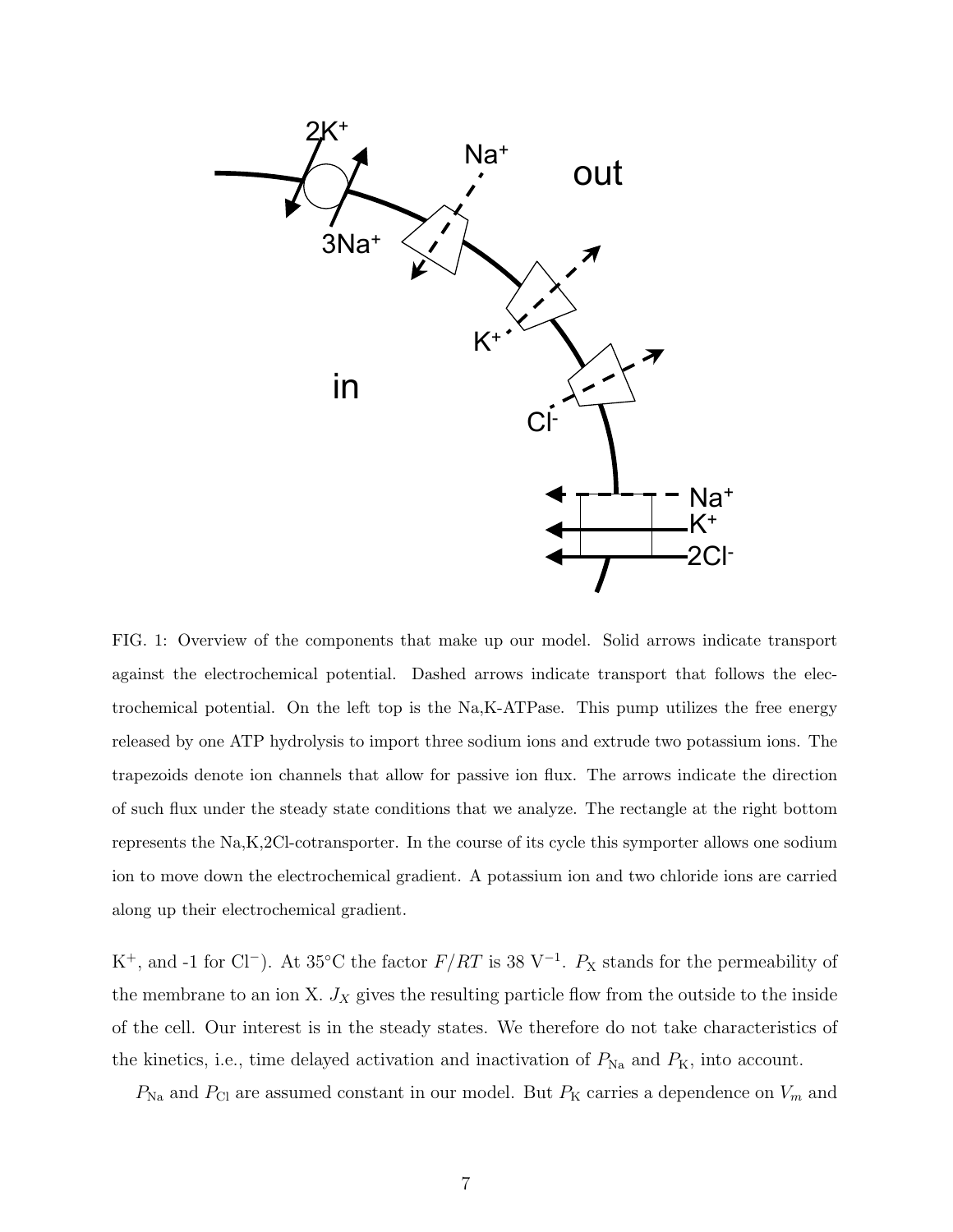FIG. 1: Overview of the components that make up our model. Solid arrows indicate transport against the electrochemical potential. Dashed arrows indicate transport that follows the electrochemical potential. On the left top is the Na,K-ATPase. This pump utilizes the free energy released by one ATP hydrolysis to import three sodium ions and extrude two potassium ions. The trapezoids denote ion channels that allow for passive ion flux. The arrows indicate the direction of such flux under the steady state conditions that we analyze. The rectangle at the right bottom represents the Na,K,2Cl-cotransporter. In the course of its cycle this symporter allows one sodium ion to move down the electrochemical gradient. A potassium ion and two chloride ions are carried along up their electrochemical gradient.

$K^+$, and -1 for $Cl^-$). At 35°C the factor $F/RT$ is 38 $V^{-1}$. $P_X$ stands for the permeability of the membrane to an ion X. $J_X$ gives the resulting particle flow from the outside to the inside of the cell. Our interest is in the steady states. We therefore do not take characteristics of the kinetics, i.e., time delayed activation and inactivation of $P_{Na}$ and $P_K$, into account.

$P_{Na}$ and $P_{Cl}$ are assumed constant in our model. But $P_K$ carries a dependence on $V_m$ and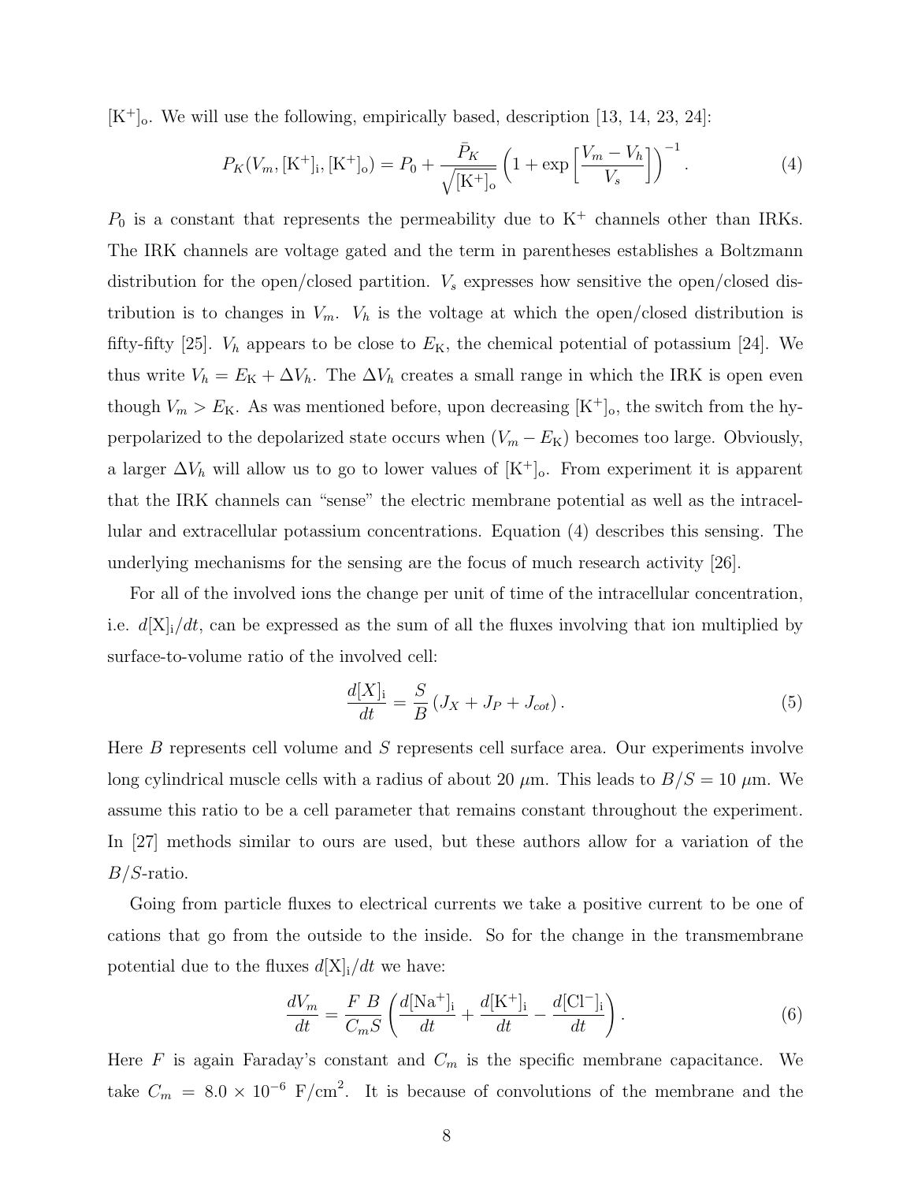$[\mathrm{K}^+]_\mathrm{o}$. We will use the following, empirically based, description [13, 14, 23, 24]:

$$P_K(V_m, [\mathrm{K}^+]_\mathrm{i}, [\mathrm{K}^+]_\mathrm{o}) = P_0 + \frac{\bar{P}_K}{\sqrt{[\mathrm{K}^+]_\mathrm{o}}} \left(1 + \exp\left[\frac{V_m - V_h}{V_s}\right]\right)^{-1}. \tag{4}$$

$P_0$ is a constant that represents the permeability due to $\mathrm{K}^+$ channels other than IRKs. The IRK channels are voltage gated and the term in parentheses establishes a Boltzmann distribution for the open/closed partition. $V_s$ expresses how sensitive the open/closed distribution is to changes in $V_m$. $V_h$ is the voltage at which the open/closed distribution is fifty-fifty [25]. $V_h$ appears to be close to $E_\mathrm{K}$, the chemical potential of potassium [24]. We thus write $V_h = E_\mathrm{K} + \Delta V_h$. The $\Delta V_h$ creates a small range in which the IRK is open even though $V_m > E_\mathrm{K}$. As was mentioned before, upon decreasing $[\mathrm{K}^+]_\mathrm{o}$, the switch from the hyperpolarized to the depolarized state occurs when $(V_m - E_\mathrm{K})$ becomes too large. Obviously, a larger $\Delta V_h$ will allow us to go to lower values of $[\mathrm{K}^+]_\mathrm{o}$. From experiment it is apparent that the IRK channels can "sense" the electric membrane potential as well as the intracellular and extracellular potassium concentrations. Equation (4) describes this sensing. The underlying mechanisms for the sensing are the focus of much research activity [26].

For all of the involved ions the change per unit of time of the intracellular concentration, i.e. $d[\mathrm{X}]_\mathrm{i}/dt$, can be expressed as the sum of all the fluxes involving that ion multiplied by surface-to-volume ratio of the involved cell:

$$\frac{d[X]_\mathrm{i}}{dt} = \frac{S}{B}\left(J_X + J_P + J_{cot}\right). \tag{5}$$

Here $B$ represents cell volume and $S$ represents cell surface area. Our experiments involve long cylindrical muscle cells with a radius of about 20 $\mu$m. This leads to $B/S = 10$ $\mu$m. We assume this ratio to be a cell parameter that remains constant throughout the experiment. In [27] methods similar to ours are used, but these authors allow for a variation of the $B/S$-ratio.

Going from particle fluxes to electrical currents we take a positive current to be one of cations that go from the outside to the inside. So for the change in the transmembrane potential due to the fluxes $d[\mathrm{X}]_\mathrm{i}/dt$ we have:

$$\frac{dV_m}{dt} = \frac{F\ B}{C_m S}\left(\frac{d[\mathrm{Na}^+]_\mathrm{i}}{dt} + \frac{d[\mathrm{K}^+]_\mathrm{i}}{dt} - \frac{d[\mathrm{Cl}^-]_\mathrm{i}}{dt}\right). \tag{6}$$

Here $F$ is again Faraday's constant and $C_m$ is the specific membrane capacitance. We take $C_m = 8.0 \times 10^{-6}$ F/cm$^2$. It is because of convolutions of the membrane and the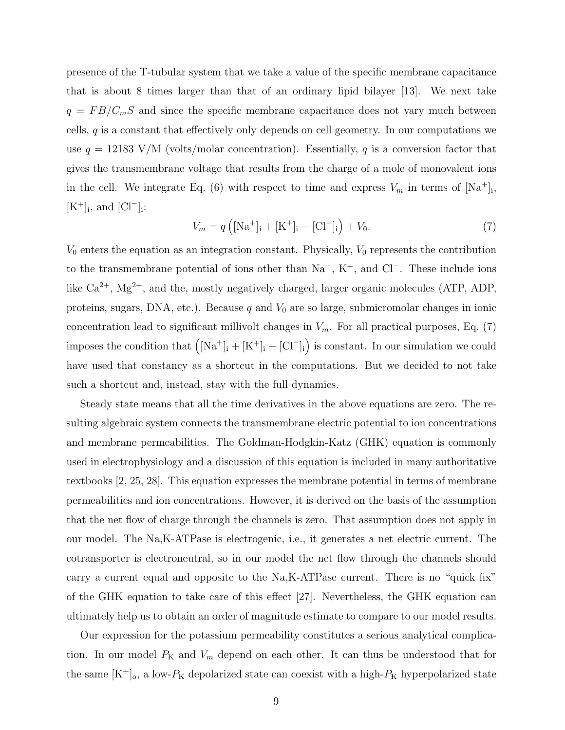presence of the T-tubular system that we take a value of the specific membrane capacitance that is about 8 times larger than that of an ordinary lipid bilayer [13]. We next take $q = FB/C_m S$ and since the specific membrane capacitance does not vary much between cells, $q$ is a constant that effectively only depends on cell geometry. In our computations we use $q = 12183$ V/M (volts/molar concentration). Essentially, $q$ is a conversion factor that gives the transmembrane voltage that results from the charge of a mole of monovalent ions in the cell. We integrate Eq. (6) with respect to time and express $V_m$ in terms of $[\mathrm{Na}^+]_\mathrm{i}$, $[\mathrm{K}^+]_\mathrm{i}$, and $[\mathrm{Cl}^-]_\mathrm{i}$:

$$V_m = q\left([\mathrm{Na}^+]_\mathrm{i} + [\mathrm{K}^+]_\mathrm{i} - [\mathrm{Cl}^-]_\mathrm{i}\right) + V_0. \tag{7}$$

$V_0$ enters the equation as an integration constant. Physically, $V_0$ represents the contribution to the transmembrane potential of ions other than $\mathrm{Na}^+$, $\mathrm{K}^+$, and $\mathrm{Cl}^-$. These include ions like $\mathrm{Ca}^{2+}$, $\mathrm{Mg}^{2+}$, and the, mostly negatively charged, larger organic molecules (ATP, ADP, proteins, sugars, DNA, etc.). Because $q$ and $V_0$ are so large, submicromolar changes in ionic concentration lead to significant millivolt changes in $V_m$. For all practical purposes, Eq. (7) imposes the condition that $\left([\mathrm{Na}^+]_\mathrm{i} + [\mathrm{K}^+]_\mathrm{i} - [\mathrm{Cl}^-]_\mathrm{i}\right)$ is constant. In our simulation we could have used that constancy as a shortcut in the computations. But we decided to not take such a shortcut and, instead, stay with the full dynamics.

Steady state means that all the time derivatives in the above equations are zero. The resulting algebraic system connects the transmembrane electric potential to ion concentrations and membrane permeabilities. The Goldman-Hodgkin-Katz (GHK) equation is commonly used in electrophysiology and a discussion of this equation is included in many authoritative textbooks [2, 25, 28]. This equation expresses the membrane potential in terms of membrane permeabilities and ion concentrations. However, it is derived on the basis of the assumption that the net flow of charge through the channels is zero. That assumption does not apply in our model. The Na,K-ATPase is electrogenic, i.e., it generates a net electric current. The cotransporter is electroneutral, so in our model the net flow through the channels should carry a current equal and opposite to the Na,K-ATPase current. There is no "quick fix" of the GHK equation to take care of this effect [27]. Nevertheless, the GHK equation can ultimately help us to obtain an order of magnitude estimate to compare to our model results.

Our expression for the potassium permeability constitutes a serious analytical complication. In our model $P_\mathrm{K}$ and $V_m$ depend on each other. It can thus be understood that for the same $[\mathrm{K}^+]_\mathrm{o}$, a low-$P_\mathrm{K}$ depolarized state can coexist with a high-$P_\mathrm{K}$ hyperpolarized state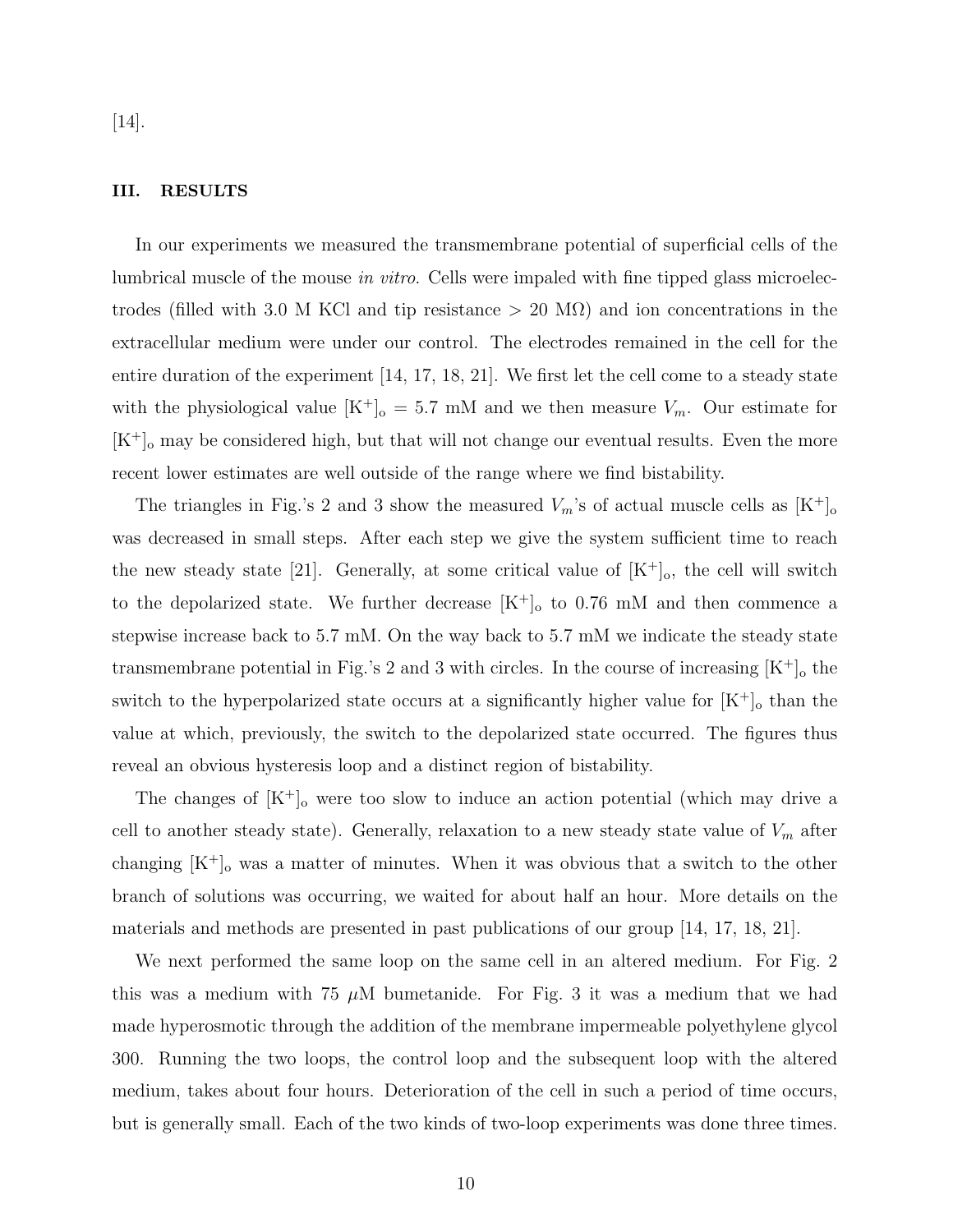[14].

## III. RESULTS

In our experiments we measured the transmembrane potential of superficial cells of the lumbrical muscle of the mouse *in vitro*. Cells were impaled with fine tipped glass microelectrodes (filled with 3.0 M KCl and tip resistance > 20 M$\Omega$) and ion concentrations in the extracellular medium were under our control. The electrodes remained in the cell for the entire duration of the experiment [14, 17, 18, 21]. We first let the cell come to a steady state with the physiological value $[\mathrm{K}^+]_\mathrm{o}$ = 5.7 mM and we then measure $V_m$. Our estimate for $[\mathrm{K}^+]_\mathrm{o}$ may be considered high, but that will not change our eventual results. Even the more recent lower estimates are well outside of the range where we find bistability.

The triangles in Fig.'s 2 and 3 show the measured $V_m$'s of actual muscle cells as $[\mathrm{K}^+]_\mathrm{o}$ was decreased in small steps. After each step we give the system sufficient time to reach the new steady state [21]. Generally, at some critical value of $[\mathrm{K}^+]_\mathrm{o}$, the cell will switch to the depolarized state. We further decrease $[\mathrm{K}^+]_\mathrm{o}$ to 0.76 mM and then commence a stepwise increase back to 5.7 mM. On the way back to 5.7 mM we indicate the steady state transmembrane potential in Fig.'s 2 and 3 with circles. In the course of increasing $[\mathrm{K}^+]_\mathrm{o}$ the switch to the hyperpolarized state occurs at a significantly higher value for $[\mathrm{K}^+]_\mathrm{o}$ than the value at which, previously, the switch to the depolarized state occurred. The figures thus reveal an obvious hysteresis loop and a distinct region of bistability.

The changes of $[\mathrm{K}^+]_\mathrm{o}$ were too slow to induce an action potential (which may drive a cell to another steady state). Generally, relaxation to a new steady state value of $V_m$ after changing $[\mathrm{K}^+]_\mathrm{o}$ was a matter of minutes. When it was obvious that a switch to the other branch of solutions was occurring, we waited for about half an hour. More details on the materials and methods are presented in past publications of our group [14, 17, 18, 21].

We next performed the same loop on the same cell in an altered medium. For Fig. 2 this was a medium with 75 $\mu$M bumetanide. For Fig. 3 it was a medium that we had made hyperosmotic through the addition of the membrane impermeable polyethylene glycol 300. Running the two loops, the control loop and the subsequent loop with the altered medium, takes about four hours. Deterioration of the cell in such a period of time occurs, but is generally small. Each of the two kinds of two-loop experiments was done three times.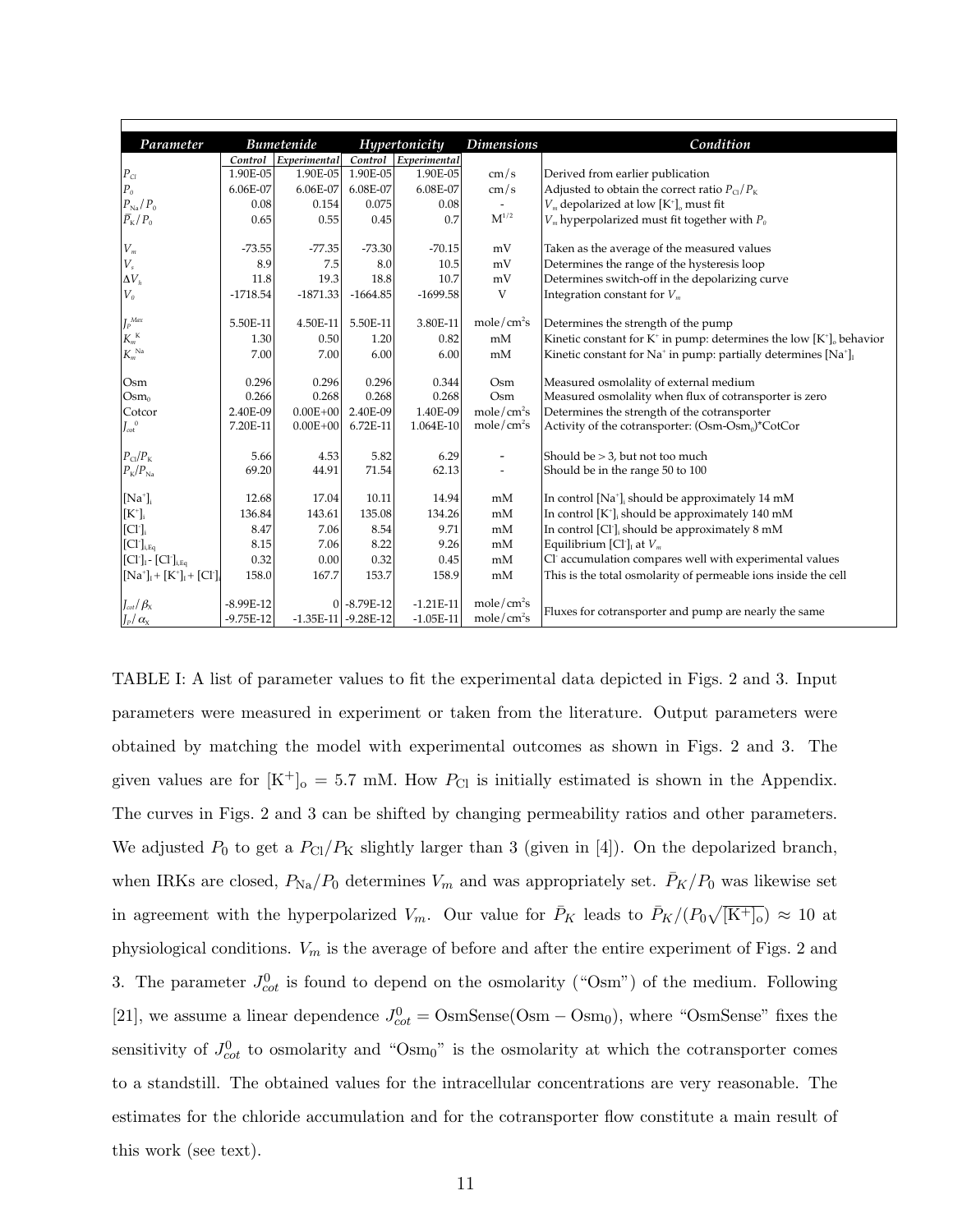| Parameter | Bumetenide | | Hypertonicity | | Dimensions | Condition |
|---|---|---|---|---|---|---|
| | Control | Experimental | Control | Experimental | | |
| $P_{Cl}$ | 1.90E-05 | 1.90E-05 | 1.90E-05 | 1.90E-05 | cm/s | Derived from earlier publication |
| $P_0$ | 6.06E-07 | 6.06E-07 | 6.08E-07 | 6.08E-07 | cm/s | Adjusted to obtain the correct ratio $P_{Cl}/P_K$ |
| $P_{Na}/P_0$ | 0.08 | 0.154 | 0.075 | 0.08 | - | $V_m$ depolarized at low $[K^+]_o$ must fit |
| $\bar{P}_K/P_0$ | 0.65 | 0.55 | 0.45 | 0.7 | $M^{1/2}$ | $V_m$ hyperpolarized must fit together with $P_0$ |
| $V_m$ | -73.55 | -77.35 | -73.30 | -70.15 | mV | Taken as the average of the measured values |
| $V_s$ | 8.9 | 7.5 | 8.0 | 10.5 | mV | Determines the range of the hysteresis loop |
| $\Delta V_h$ | 11.8 | 19.3 | 18.8 | 10.7 | mV | Determines switch-off in the depolarizing curve |
| $V_0$ | -1718.54 | -1871.33 | -1664.85 | -1699.58 | V | Integration constant for $V_m$ |
| $J_P^{Max}$ | 5.50E-11 | 4.50E-11 | 5.50E-11 | 3.80E-11 | mole/cm$^2$s | Determines the strength of the pump |
| $K_m^K$ | 1.30 | 0.50 | 1.20 | 0.82 | mM | Kinetic constant for $K^+$ in pump: determines the low $[K^+]_o$ behavior |
| $K_m^{Na}$ | 7.00 | 7.00 | 6.00 | 6.00 | mM | Kinetic constant for $Na^+$ in pump: partially determines $[Na^+]_i$ |
| Osm | 0.296 | 0.296 | 0.296 | 0.344 | Osm | Measured osmolality of external medium |
| Osm$_0$ | 0.266 | 0.268 | 0.268 | 0.268 | Osm | Measured osmolality when flux of cotransporter is zero |
| Cotcor | 2.40E-09 | 0.00E+00 | 2.40E-09 | 1.40E-09 | mole/cm$^2$s | Determines the strength of the cotransporter |
| $J_{cot}^0$ | 7.20E-11 | 0.00E+00 | 6.72E-11 | 1.064E-10 | mole/cm$^2$s | Activity of the cotransporter: (Osm-Osm$_0$)*CotCor |
| $P_{Cl}/P_K$ | 5.66 | 4.53 | 5.82 | 6.29 | - | Should be > 3, but not too much |
| $P_K/P_{Na}$ | 69.20 | 44.91 | 71.54 | 62.13 | - | Should be in the range 50 to 100 |
| $[Na^+]_i$ | 12.68 | 17.04 | 10.11 | 14.94 | mM | In control $[Na^+]_i$ should be approximately 14 mM |
| $[K^+]_i$ | 136.84 | 143.61 | 135.08 | 134.26 | mM | In control $[K^+]_i$ should be approximately 140 mM |
| $[Cl^-]_i$ | 8.47 | 7.06 | 8.54 | 9.71 | mM | In control $[Cl^-]_i$ should be approximately 8 mM |
| $[Cl^-]_{i,Eq}$ | 8.15 | 7.06 | 8.22 | 9.26 | mM | Equilibrium $[Cl^-]_i$ at $V_m$ |
| $[Cl^-]_i - [Cl^-]_{i,Eq}$ | 0.32 | 0.00 | 0.32 | 0.45 | mM | $Cl^-$ accumulation compares well with experimental values |
| $[Na^+]_i + [K^+]_i + [Cl^-]_i$ | 158.0 | 167.7 | 153.7 | 158.9 | mM | This is the total osmolarity of permeable ions inside the cell |
| $J_{cot}/\beta_X$ | -8.99E-12 | 0 | -8.79E-12 | -1.21E-11 | mole/cm$^2$s | Fluxes for cotransporter and pump are nearly the same |
| $J_P/\alpha_X$ | -9.75E-12 | -1.35E-11 | -9.28E-12 | -1.05E-11 | mole/cm$^2$s | |

TABLE I: A list of parameter values to fit the experimental data depicted in Figs. 2 and 3. Input parameters were measured in experiment or taken from the literature. Output parameters were obtained by matching the model with experimental outcomes as shown in Figs. 2 and 3. The given values are for $[K^+]_o = 5.7$ mM. How $P_{Cl}$ is initially estimated is shown in the Appendix. The curves in Figs. 2 and 3 can be shifted by changing permeability ratios and other parameters. We adjusted $P_0$ to get a $P_{Cl}/P_K$ slightly larger than 3 (given in [4]). On the depolarized branch, when IRKs are closed, $P_{Na}/P_0$ determines $V_m$ and was appropriately set. $\bar{P}_K/P_0$ was likewise set in agreement with the hyperpolarized $V_m$. Our value for $\bar{P}_K$ leads to $\bar{P}_K/(P_0\sqrt{[K^+]_o}) \approx 10$ at physiological conditions. $V_m$ is the average of before and after the entire experiment of Figs. 2 and 3. The parameter $J^0_{cot}$ is found to depend on the osmolarity ("Osm") of the medium. Following [21], we assume a linear dependence $J^0_{cot} = \text{OsmSense}(\text{Osm} - \text{Osm}_0)$, where "OsmSense" fixes the sensitivity of $J^0_{cot}$ to osmolarity and "Osm$_0$" is the osmolarity at which the cotransporter comes to a standstill. The obtained values for the intracellular concentrations are very reasonable. The estimates for the chloride accumulation and for the cotransporter flow constitute a main result of this work (see text).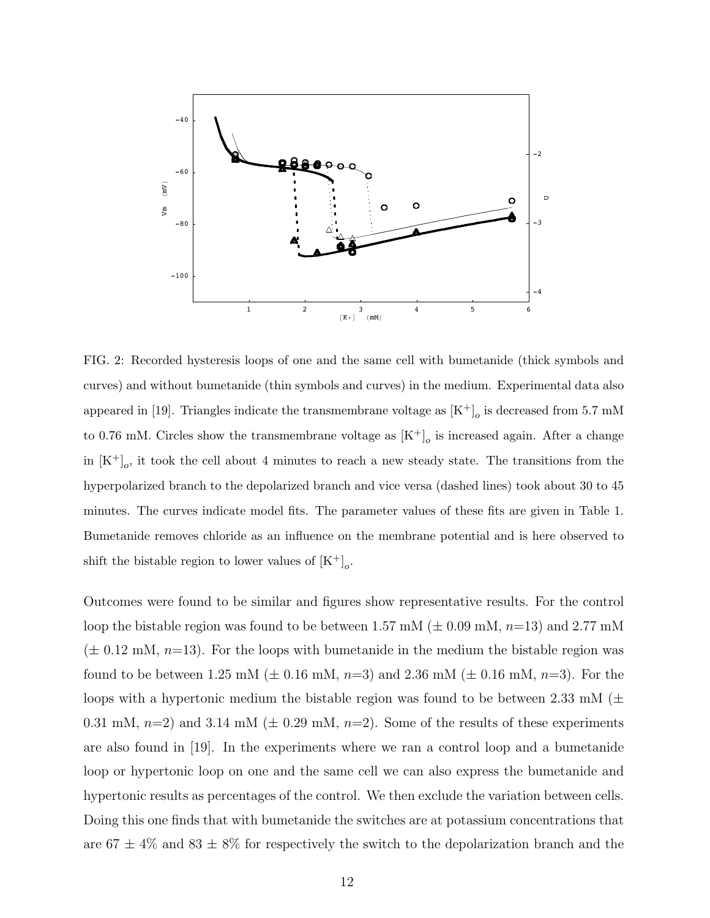FIG. 2: Recorded hysteresis loops of one and the same cell with bumetanide (thick symbols and curves) and without bumetanide (thin symbols and curves) in the medium. Experimental data also appeared in [19]. Triangles indicate the transmembrane voltage as $[K^+]_o$ is decreased from 5.7 mM to 0.76 mM. Circles show the transmembrane voltage as $[K^+]_o$ is increased again. After a change in $[K^+]_o$, it took the cell about 4 minutes to reach a new steady state. The transitions from the hyperpolarized branch to the depolarized branch and vice versa (dashed lines) took about 30 to 45 minutes. The curves indicate model fits. The parameter values of these fits are given in Table 1. Bumetanide removes chloride as an influence on the membrane potential and is here observed to shift the bistable region to lower values of $[K^+]_o$.

Outcomes were found to be similar and figures show representative results. For the control loop the bistable region was found to be between 1.57 mM (± 0.09 mM, $n$=13) and 2.77 mM (± 0.12 mM, $n$=13). For the loops with bumetanide in the medium the bistable region was found to be between 1.25 mM (± 0.16 mM, $n$=3) and 2.36 mM (± 0.16 mM, $n$=3). For the loops with a hypertonic medium the bistable region was found to be between 2.33 mM (± 0.31 mM, $n$=2) and 3.14 mM (± 0.29 mM, $n$=2). Some of the results of these experiments are also found in [19]. In the experiments where we ran a control loop and a bumetanide loop or hypertonic loop on one and the same cell we can also express the bumetanide and hypertonic results as percentages of the control. We then exclude the variation between cells. Doing this one finds that with bumetanide the switches are at potassium concentrations that are 67 ± 4% and 83 ± 8% for respectively the switch to the depolarization branch and the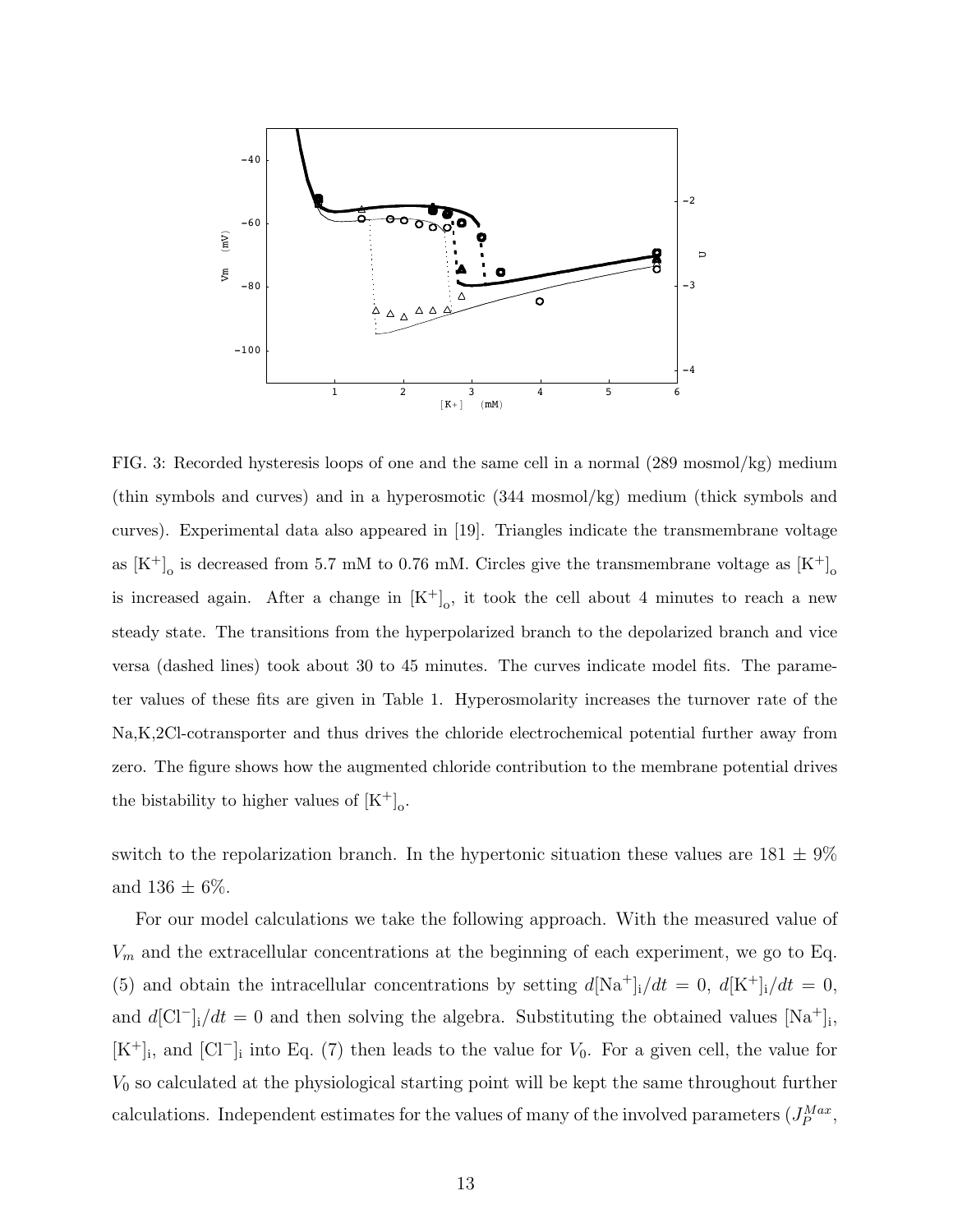FIG. 3: Recorded hysteresis loops of one and the same cell in a normal (289 mosmol/kg) medium (thin symbols and curves) and in a hyperosmotic (344 mosmol/kg) medium (thick symbols and curves). Experimental data also appeared in [19]. Triangles indicate the transmembrane voltage as $[K^+]_o$ is decreased from 5.7 mM to 0.76 mM. Circles give the transmembrane voltage as $[K^+]_o$ is increased again. After a change in $[K^+]_o$, it took the cell about 4 minutes to reach a new steady state. The transitions from the hyperpolarized branch to the depolarized branch and vice versa (dashed lines) took about 30 to 45 minutes. The curves indicate model fits. The parameter values of these fits are given in Table 1. Hyperosmolarity increases the turnover rate of the Na,K,2Cl-cotransporter and thus drives the chloride electrochemical potential further away from zero. The figure shows how the augmented chloride contribution to the membrane potential drives the bistability to higher values of $[K^+]_o$.

switch to the repolarization branch. In the hypertonic situation these values are 181 ± 9% and 136 ± 6%.

For our model calculations we take the following approach. With the measured value of $V_m$ and the extracellular concentrations at the beginning of each experiment, we go to Eq. (5) and obtain the intracellular concentrations by setting $d[Na^+]_i/dt = 0$, $d[K^+]_i/dt = 0$, and $d[Cl^-]_i/dt = 0$ and then solving the algebra. Substituting the obtained values $[Na^+]_i$, $[K^+]_i$, and $[Cl^-]_i$ into Eq. (7) then leads to the value for $V_0$. For a given cell, the value for $V_0$ so calculated at the physiological starting point will be kept the same throughout further calculations. Independent estimates for the values of many of the involved parameters ($J_P^{Max}$,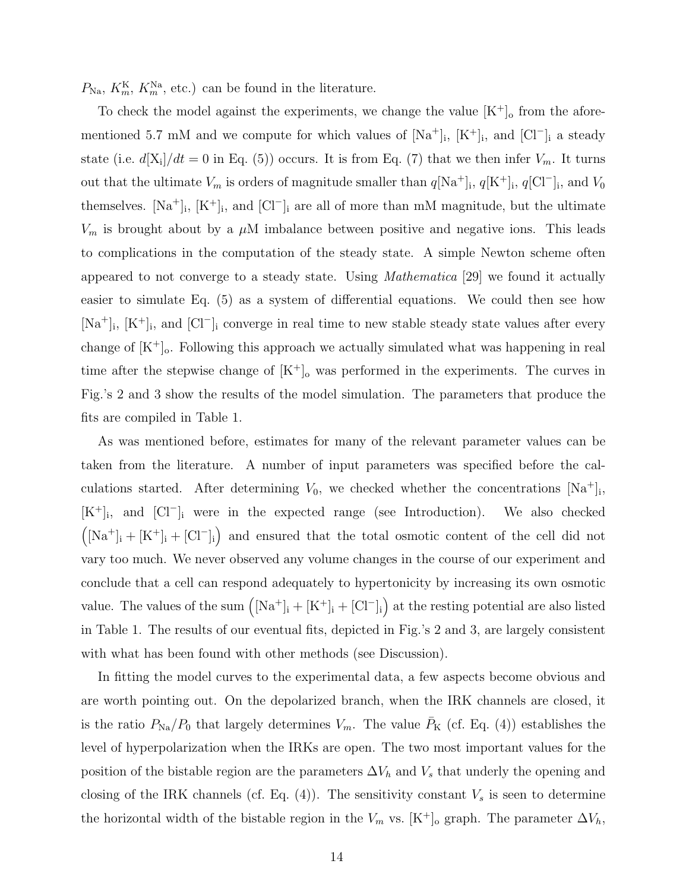$P_{\mathrm{Na}}$, $K_m^{\mathrm{K}}$, $K_m^{\mathrm{Na}}$, etc.) can be found in the literature.

To check the model against the experiments, we change the value $[\mathrm{K}^+]_\mathrm{o}$ from the aforementioned 5.7 mM and we compute for which values of $[\mathrm{Na}^+]_\mathrm{i}$, $[\mathrm{K}^+]_\mathrm{i}$, and $[\mathrm{Cl}^-]_\mathrm{i}$ a steady state (i.e. $d[\mathrm{X}_\mathrm{i}]/dt = 0$ in Eq. (5)) occurs. It is from Eq. (7) that we then infer $V_m$. It turns out that the ultimate $V_m$ is orders of magnitude smaller than $q[\mathrm{Na}^+]_\mathrm{i}$, $q[\mathrm{K}^+]_\mathrm{i}$, $q[\mathrm{Cl}^-]_\mathrm{i}$, and $V_0$ themselves. $[\mathrm{Na}^+]_\mathrm{i}$, $[\mathrm{K}^+]_\mathrm{i}$, and $[\mathrm{Cl}^-]_\mathrm{i}$ are all of more than mM magnitude, but the ultimate $V_m$ is brought about by a $\mu$M imbalance between positive and negative ions. This leads to complications in the computation of the steady state. A simple Newton scheme often appeared to not converge to a steady state. Using *Mathematica* [29] we found it actually easier to simulate Eq. (5) as a system of differential equations. We could then see how $[\mathrm{Na}^+]_\mathrm{i}$, $[\mathrm{K}^+]_\mathrm{i}$, and $[\mathrm{Cl}^-]_\mathrm{i}$ converge in real time to new stable steady state values after every change of $[\mathrm{K}^+]_\mathrm{o}$. Following this approach we actually simulated what was happening in real time after the stepwise change of $[\mathrm{K}^+]_\mathrm{o}$ was performed in the experiments. The curves in Fig.'s 2 and 3 show the results of the model simulation. The parameters that produce the fits are compiled in Table 1.

As was mentioned before, estimates for many of the relevant parameter values can be taken from the literature. A number of input parameters was specified before the calculations started. After determining $V_0$, we checked whether the concentrations $[\mathrm{Na}^+]_\mathrm{i}$, $[\mathrm{K}^+]_\mathrm{i}$, and $[\mathrm{Cl}^-]_\mathrm{i}$ were in the expected range (see Introduction). We also checked $\left([\mathrm{Na}^+]_\mathrm{i} + [\mathrm{K}^+]_\mathrm{i} + [\mathrm{Cl}^-]_\mathrm{i}\right)$ and ensured that the total osmotic content of the cell did not vary too much. We never observed any volume changes in the course of our experiment and conclude that a cell can respond adequately to hypertonicity by increasing its own osmotic value. The values of the sum $\left([\mathrm{Na}^+]_\mathrm{i} + [\mathrm{K}^+]_\mathrm{i} + [\mathrm{Cl}^-]_\mathrm{i}\right)$ at the resting potential are also listed in Table 1. The results of our eventual fits, depicted in Fig.'s 2 and 3, are largely consistent with what has been found with other methods (see Discussion).

In fitting the model curves to the experimental data, a few aspects become obvious and are worth pointing out. On the depolarized branch, when the IRK channels are closed, it is the ratio $P_{\mathrm{Na}}/P_0$ that largely determines $V_m$. The value $\bar{P}_\mathrm{K}$ (cf. Eq. (4)) establishes the level of hyperpolarization when the IRKs are open. The two most important values for the position of the bistable region are the parameters $\Delta V_h$ and $V_s$ that underly the opening and closing of the IRK channels (cf. Eq. (4)). The sensitivity constant $V_s$ is seen to determine the horizontal width of the bistable region in the $V_m$ vs. $[\mathrm{K}^+]_\mathrm{o}$ graph. The parameter $\Delta V_h$,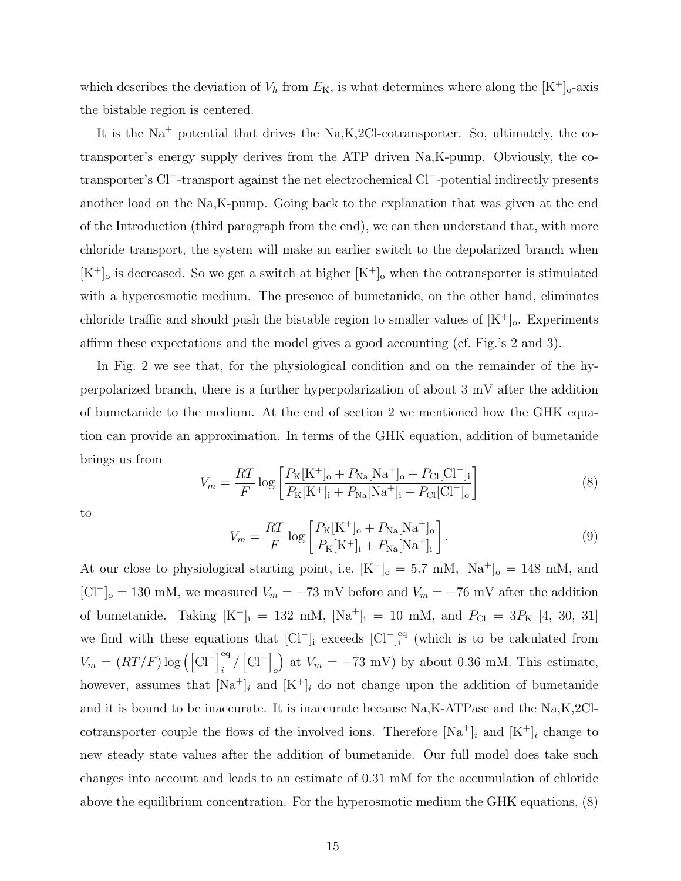which describes the deviation of $V_h$ from $E_K$, is what determines where along the $[K^+]_o$-axis the bistable region is centered.

It is the $Na^+$ potential that drives the Na,K,2Cl-cotransporter. So, ultimately, the cotransporter's energy supply derives from the ATP driven Na,K-pump. Obviously, the cotransporter's $Cl^-$-transport against the net electrochemical $Cl^-$-potential indirectly presents another load on the Na,K-pump. Going back to the explanation that was given at the end of the Introduction (third paragraph from the end), we can then understand that, with more chloride transport, the system will make an earlier switch to the depolarized branch when $[K^+]_o$ is decreased. So we get a switch at higher $[K^+]_o$ when the cotransporter is stimulated with a hyperosmotic medium. The presence of bumetanide, on the other hand, eliminates chloride traffic and should push the bistable region to smaller values of $[K^+]_o$. Experiments affirm these expectations and the model gives a good accounting (cf. Fig.'s 2 and 3).

In Fig. 2 we see that, for the physiological condition and on the remainder of the hyperpolarized branch, there is a further hyperpolarization of about 3 mV after the addition of bumetanide to the medium. At the end of section 2 we mentioned how the GHK equation can provide an approximation. In terms of the GHK equation, addition of bumetanide brings us from

$$V_m = \frac{RT}{F} \log \left[ \frac{P_K [K^+]_o + P_{Na} [Na^+]_o + P_{Cl} [Cl^-]_i}{P_K [K^+]_i + P_{Na} [Na^+]_i + P_{Cl} [Cl^-]_o} \right] \tag{8}$$

to

$$V_m = \frac{RT}{F} \log \left[ \frac{P_K [K^+]_o + P_{Na} [Na^+]_o}{P_K [K^+]_i + P_{Na} [Na^+]_i} \right]. \tag{9}$$

At our close to physiological starting point, i.e. $[K^+]_o = 5.7$ mM, $[Na^+]_o = 148$ mM, and $[Cl^-]_o = 130$ mM, we measured $V_m = -73$ mV before and $V_m = -76$ mV after the addition of bumetanide. Taking $[K^+]_i = 132$ mM, $[Na^+]_i = 10$ mM, and $P_{Cl} = 3P_K$ [4, 30, 31] we find with these equations that $[Cl^-]_i$ exceeds $[Cl^-]_i^{eq}$ (which is to be calculated from $V_m = (RT/F) \log \left( \left[ Cl^- \right]_i^{eq} / \left[ Cl^- \right]_o \right)$ at $V_m = -73$ mV) by about 0.36 mM. This estimate, however, assumes that $[Na^+]_i$ and $[K^+]_i$ do not change upon the addition of bumetanide and it is bound to be inaccurate. It is inaccurate because Na,K-ATPase and the Na,K,2Cl-cotransporter couple the flows of the involved ions. Therefore $[Na^+]_i$ and $[K^+]_i$ change to new steady state values after the addition of bumetanide. Our full model does take such changes into account and leads to an estimate of 0.31 mM for the accumulation of chloride above the equilibrium concentration. For the hyperosmotic medium the GHK equations, (8)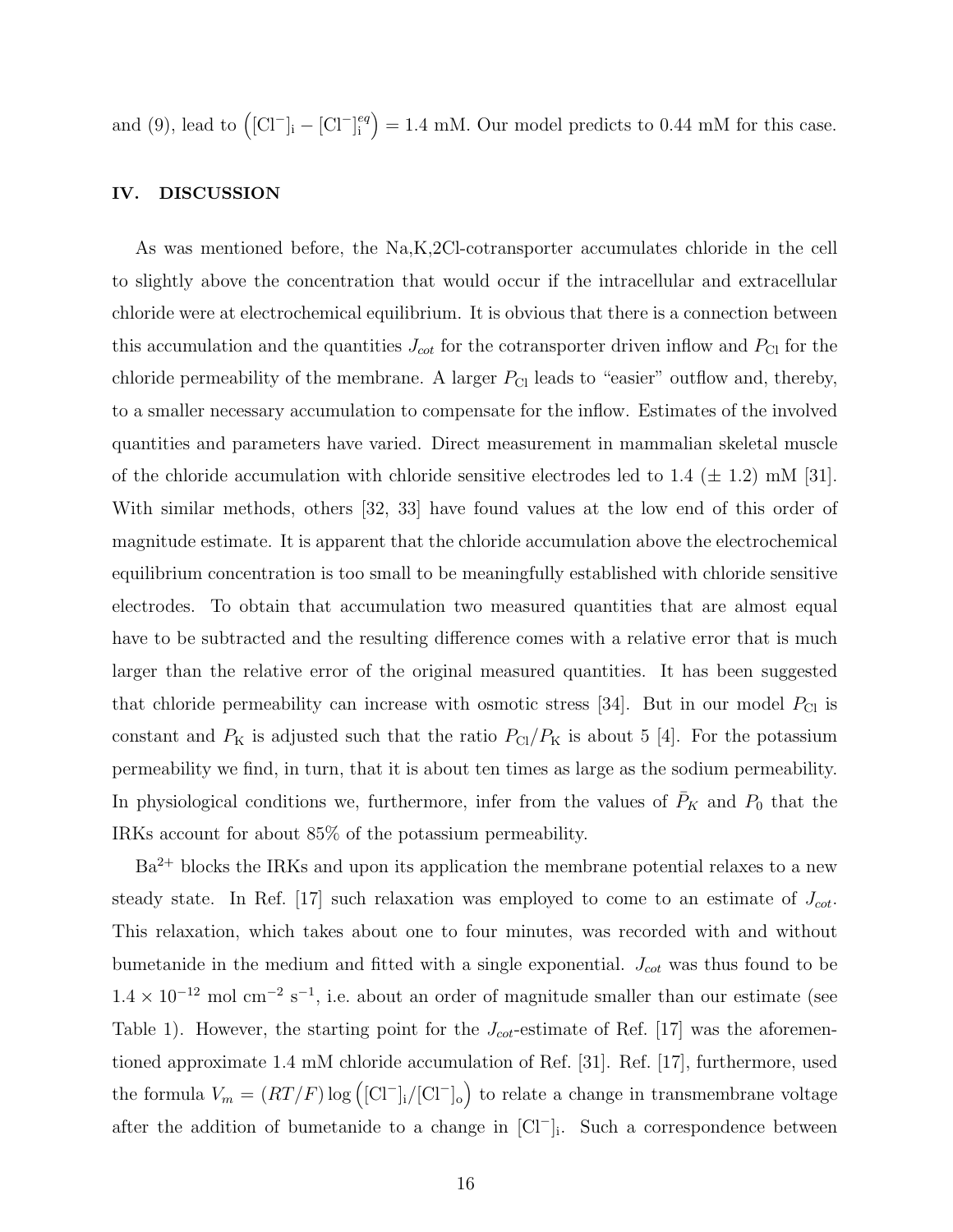and (9), lead to $\left([\mathrm{Cl}^-]_\mathrm{i} - [\mathrm{Cl}^-]_\mathrm{i}^{eq}\right) = 1.4$ mM. Our model predicts to 0.44 mM for this case.

## IV. DISCUSSION

As was mentioned before, the Na,K,2Cl-cotransporter accumulates chloride in the cell to slightly above the concentration that would occur if the intracellular and extracellular chloride were at electrochemical equilibrium. It is obvious that there is a connection between this accumulation and the quantities $J_{cot}$ for the cotransporter driven inflow and $P_{\mathrm{Cl}}$ for the chloride permeability of the membrane. A larger $P_{\mathrm{Cl}}$ leads to "easier" outflow and, thereby, to a smaller necessary accumulation to compensate for the inflow. Estimates of the involved quantities and parameters have varied. Direct measurement in mammalian skeletal muscle of the chloride accumulation with chloride sensitive electrodes led to 1.4 ($\pm$ 1.2) mM [31]. With similar methods, others [32, 33] have found values at the low end of this order of magnitude estimate. It is apparent that the chloride accumulation above the electrochemical equilibrium concentration is too small to be meaningfully established with chloride sensitive electrodes. To obtain that accumulation two measured quantities that are almost equal have to be subtracted and the resulting difference comes with a relative error that is much larger than the relative error of the original measured quantities. It has been suggested that chloride permeability can increase with osmotic stress [34]. But in our model $P_{\mathrm{Cl}}$ is constant and $P_{\mathrm{K}}$ is adjusted such that the ratio $P_{\mathrm{Cl}}/P_{\mathrm{K}}$ is about 5 [4]. For the potassium permeability we find, in turn, that it is about ten times as large as the sodium permeability. In physiological conditions we, furthermore, infer from the values of $\bar{P}_K$ and $P_0$ that the IRKs account for about 85% of the potassium permeability.

$\mathrm{Ba}^{2+}$ blocks the IRKs and upon its application the membrane potential relaxes to a new steady state. In Ref. [17] such relaxation was employed to come to an estimate of $J_{cot}$. This relaxation, which takes about one to four minutes, was recorded with and without bumetanide in the medium and fitted with a single exponential. $J_{cot}$ was thus found to be $1.4 \times 10^{-12}$ mol cm$^{-2}$ s$^{-1}$, i.e. about an order of magnitude smaller than our estimate (see Table 1). However, the starting point for the $J_{cot}$-estimate of Ref. [17] was the aforementioned approximate 1.4 mM chloride accumulation of Ref. [31]. Ref. [17], furthermore, used the formula $V_m = (RT/F) \log\left([\mathrm{Cl}^-]_\mathrm{i}/[\mathrm{Cl}^-]_\mathrm{o}\right)$ to relate a change in transmembrane voltage after the addition of bumetanide to a change in $[\mathrm{Cl}^-]_\mathrm{i}$. Such a correspondence between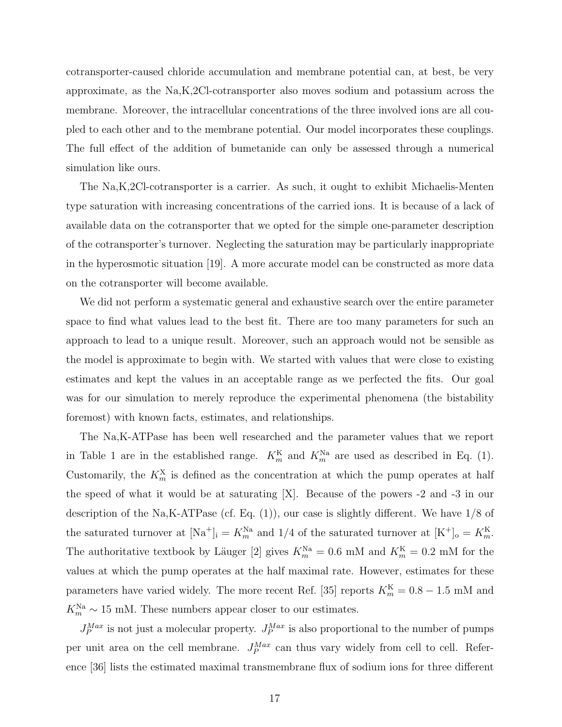cotransporter-caused chloride accumulation and membrane potential can, at best, be very approximate, as the Na,K,2Cl-cotransporter also moves sodium and potassium across the membrane. Moreover, the intracellular concentrations of the three involved ions are all coupled to each other and to the membrane potential. Our model incorporates these couplings. The full effect of the addition of bumetanide can only be assessed through a numerical simulation like ours.

The Na,K,2Cl-cotransporter is a carrier. As such, it ought to exhibit Michaelis-Menten type saturation with increasing concentrations of the carried ions. It is because of a lack of available data on the cotransporter that we opted for the simple one-parameter description of the cotransporter's turnover. Neglecting the saturation may be particularly inappropriate in the hyperosmotic situation [19]. A more accurate model can be constructed as more data on the cotransporter will become available.

We did not perform a systematic general and exhaustive search over the entire parameter space to find what values lead to the best fit. There are too many parameters for such an approach to lead to a unique result. Moreover, such an approach would not be sensible as the model is approximate to begin with. We started with values that were close to existing estimates and kept the values in an acceptable range as we perfected the fits. Our goal was for our simulation to merely reproduce the experimental phenomena (the bistability foremost) with known facts, estimates, and relationships.

The Na,K-ATPase has been well researched and the parameter values that we report in Table 1 are in the established range. $K_m^{\mathrm{K}}$ and $K_m^{\mathrm{Na}}$ are used as described in Eq. (1). Customarily, the $K_m^{\mathrm{X}}$ is defined as the concentration at which the pump operates at half the speed of what it would be at saturating [X]. Because of the powers -2 and -3 in our description of the Na,K-ATPase (cf. Eq. (1)), our case is slightly different. We have 1/8 of the saturated turnover at $[\mathrm{Na}^+]_{\mathrm{i}} = K_m^{\mathrm{Na}}$ and 1/4 of the saturated turnover at $[\mathrm{K}^+]_{\mathrm{o}} = K_m^{\mathrm{K}}$. The authoritative textbook by Läuger [2] gives $K_m^{\mathrm{Na}} = 0.6$ mM and $K_m^{\mathrm{K}} = 0.2$ mM for the values at which the pump operates at the half maximal rate. However, estimates for these parameters have varied widely. The more recent Ref. [35] reports $K_m^{\mathrm{K}} = 0.8 - 1.5$ mM and $K_m^{\mathrm{Na}} \sim 15$ mM. These numbers appear closer to our estimates.

$J_P^{Max}$ is not just a molecular property. $J_P^{Max}$ is also proportional to the number of pumps per unit area on the cell membrane. $J_P^{Max}$ can thus vary widely from cell to cell. Reference [36] lists the estimated maximal transmembrane flux of sodium ions for three different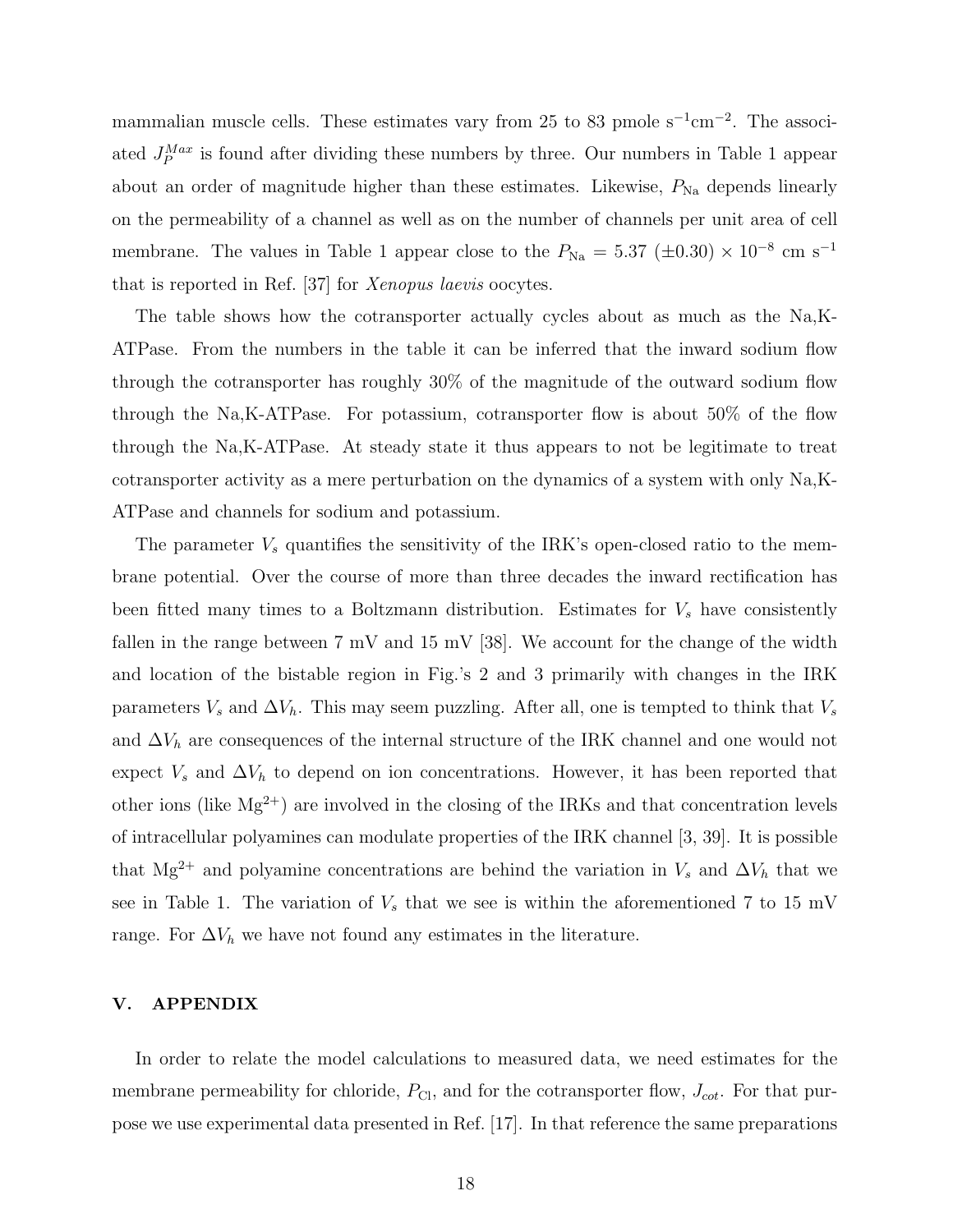mammalian muscle cells. These estimates vary from 25 to 83 pmole $\mathrm{s}^{-1}\mathrm{cm}^{-2}$. The associated $J_P^{Max}$ is found after dividing these numbers by three. Our numbers in Table 1 appear about an order of magnitude higher than these estimates. Likewise, $P_{\mathrm{Na}}$ depends linearly on the permeability of a channel as well as on the number of channels per unit area of cell membrane. The values in Table 1 appear close to the $P_{\mathrm{Na}} = 5.37\ (\pm 0.30) \times 10^{-8}$ cm $\mathrm{s}^{-1}$ that is reported in Ref. [37] for *Xenopus laevis* oocytes.

The table shows how the cotransporter actually cycles about as much as the Na,K-ATPase. From the numbers in the table it can be inferred that the inward sodium flow through the cotransporter has roughly 30% of the magnitude of the outward sodium flow through the Na,K-ATPase. For potassium, cotransporter flow is about 50% of the flow through the Na,K-ATPase. At steady state it thus appears to not be legitimate to treat cotransporter activity as a mere perturbation on the dynamics of a system with only Na,K-ATPase and channels for sodium and potassium.

The parameter $V_s$ quantifies the sensitivity of the IRK's open-closed ratio to the membrane potential. Over the course of more than three decades the inward rectification has been fitted many times to a Boltzmann distribution. Estimates for $V_s$ have consistently fallen in the range between 7 mV and 15 mV [38]. We account for the change of the width and location of the bistable region in Fig.'s 2 and 3 primarily with changes in the IRK parameters $V_s$ and $\Delta V_h$. This may seem puzzling. After all, one is tempted to think that $V_s$ and $\Delta V_h$ are consequences of the internal structure of the IRK channel and one would not expect $V_s$ and $\Delta V_h$ to depend on ion concentrations. However, it has been reported that other ions (like $\mathrm{Mg}^{2+}$) are involved in the closing of the IRKs and that concentration levels of intracellular polyamines can modulate properties of the IRK channel [3, 39]. It is possible that $\mathrm{Mg}^{2+}$ and polyamine concentrations are behind the variation in $V_s$ and $\Delta V_h$ that we see in Table 1. The variation of $V_s$ that we see is within the aforementioned 7 to 15 mV range. For $\Delta V_h$ we have not found any estimates in the literature.

## V. APPENDIX

In order to relate the model calculations to measured data, we need estimates for the membrane permeability for chloride, $P_{\mathrm{Cl}}$, and for the cotransporter flow, $J_{cot}$. For that purpose we use experimental data presented in Ref. [17]. In that reference the same preparations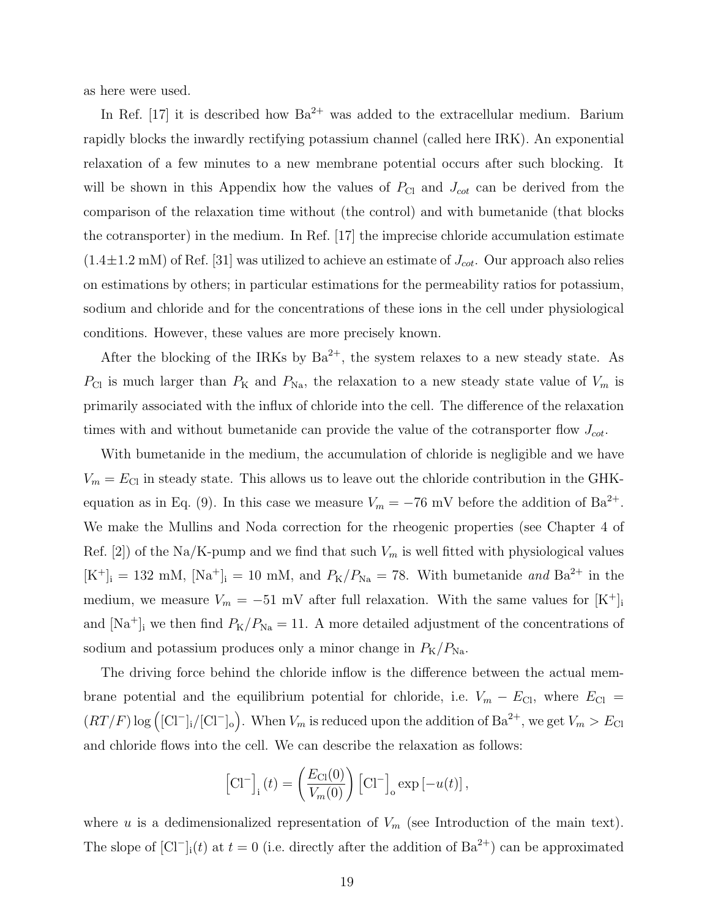as here were used.

In Ref. [17] it is described how $Ba^{2+}$ was added to the extracellular medium. Barium rapidly blocks the inwardly rectifying potassium channel (called here IRK). An exponential relaxation of a few minutes to a new membrane potential occurs after such blocking. It will be shown in this Appendix how the values of $P_{\mathrm{Cl}}$ and $J_{cot}$ can be derived from the comparison of the relaxation time without (the control) and with bumetanide (that blocks the cotransporter) in the medium. In Ref. [17] the imprecise chloride accumulation estimate ($1.4 \pm 1.2$ mM) of Ref. [31] was utilized to achieve an estimate of $J_{cot}$. Our approach also relies on estimations by others; in particular estimations for the permeability ratios for potassium, sodium and chloride and for the concentrations of these ions in the cell under physiological conditions. However, these values are more precisely known.

After the blocking of the IRKs by $Ba^{2+}$, the system relaxes to a new steady state. As $P_{\mathrm{Cl}}$ is much larger than $P_{\mathrm{K}}$ and $P_{\mathrm{Na}}$, the relaxation to a new steady state value of $V_m$ is primarily associated with the influx of chloride into the cell. The difference of the relaxation times with and without bumetanide can provide the value of the cotransporter flow $J_{cot}$.

With bumetanide in the medium, the accumulation of chloride is negligible and we have $V_m = E_{\mathrm{Cl}}$ in steady state. This allows us to leave out the chloride contribution in the GHK-equation as in Eq. (9). In this case we measure $V_m = -76$ mV before the addition of $Ba^{2+}$. We make the Mullins and Noda correction for the rheogenic properties (see Chapter 4 of Ref. [2]) of the Na/K-pump and we find that such $V_m$ is well fitted with physiological values $[\mathrm{K}^+]_{\mathrm{i}} = 132$ mM, $[\mathrm{Na}^+]_{\mathrm{i}} = 10$ mM, and $P_{\mathrm{K}}/P_{\mathrm{Na}} = 78$. With bumetanide *and* $Ba^{2+}$ in the medium, we measure $V_m = -51$ mV after full relaxation. With the same values for $[\mathrm{K}^+]_{\mathrm{i}}$ and $[\mathrm{Na}^+]_{\mathrm{i}}$ we then find $P_{\mathrm{K}}/P_{\mathrm{Na}} = 11$. A more detailed adjustment of the concentrations of sodium and potassium produces only a minor change in $P_{\mathrm{K}}/P_{\mathrm{Na}}$.

The driving force behind the chloride inflow is the difference between the actual membrane potential and the equilibrium potential for chloride, i.e. $V_m - E_{\mathrm{Cl}}$, where $E_{\mathrm{Cl}} = (RT/F)\log\left([\mathrm{Cl}^-]_{\mathrm{i}}/[\mathrm{Cl}^-]_{\mathrm{o}}\right)$. When $V_m$ is reduced upon the addition of $Ba^{2+}$, we get $V_m > E_{\mathrm{Cl}}$ and chloride flows into the cell. We can describe the relaxation as follows:

$$\left[\mathrm{Cl}^-\right]_{\mathrm{i}}(t) = \left(\frac{E_{\mathrm{Cl}}(0)}{V_m(0)}\right)\left[\mathrm{Cl}^-\right]_{\mathrm{o}} \exp\left[-u(t)\right],$$

where $u$ is a dedimensionalized representation of $V_m$ (see Introduction of the main text). The slope of $[\mathrm{Cl}^-]_{\mathrm{i}}(t)$ at $t = 0$ (i.e. directly after the addition of $Ba^{2+}$) can be approximated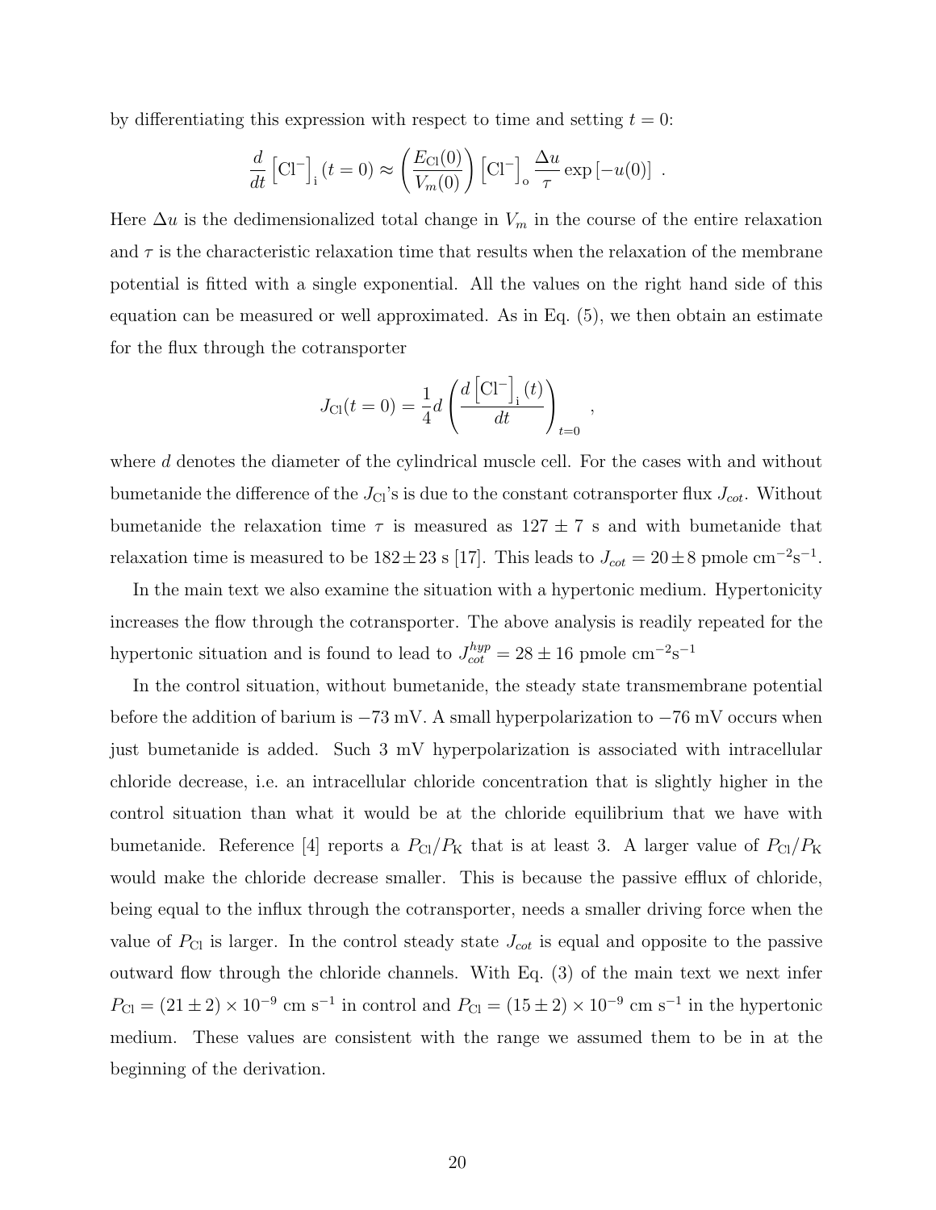by differentiating this expression with respect to time and setting $t = 0$:

$$\frac{d}{dt}\left[\mathrm{Cl}^-\right]_{\mathrm{i}}(t=0) \approx \left(\frac{E_{\mathrm{Cl}}(0)}{V_m(0)}\right)\left[\mathrm{Cl}^-\right]_{\mathrm{o}} \frac{\Delta u}{\tau} \exp\left[-u(0)\right] \ .$$

Here $\Delta u$ is the dedimensionalized total change in $V_m$ in the course of the entire relaxation and $\tau$ is the characteristic relaxation time that results when the relaxation of the membrane potential is fitted with a single exponential. All the values on the right hand side of this equation can be measured or well approximated. As in Eq. (5), we then obtain an estimate for the flux through the cotransporter

$$J_{\mathrm{Cl}}(t=0) = \frac{1}{4} d \left(\frac{d\left[\mathrm{Cl}^-\right]_{\mathrm{i}}(t)}{dt}\right)_{t=0} \ ,$$

where $d$ denotes the diameter of the cylindrical muscle cell. For the cases with and without bumetanide the difference of the $J_{\mathrm{Cl}}$'s is due to the constant cotransporter flux $J_{cot}$. Without bumetanide the relaxation time $\tau$ is measured as $127 \pm 7$ s and with bumetanide that relaxation time is measured to be $182 \pm 23$ s [17]. This leads to $J_{cot} = 20 \pm 8$ pmole cm$^{-2}$s$^{-1}$.

In the main text we also examine the situation with a hypertonic medium. Hypertonicity increases the flow through the cotransporter. The above analysis is readily repeated for the hypertonic situation and is found to lead to $J_{cot}^{hyp} = 28 \pm 16$ pmole cm$^{-2}$s$^{-1}$

In the control situation, without bumetanide, the steady state transmembrane potential before the addition of barium is $-73$ mV. A small hyperpolarization to $-76$ mV occurs when just bumetanide is added. Such 3 mV hyperpolarization is associated with intracellular chloride decrease, i.e. an intracellular chloride concentration that is slightly higher in the control situation than what it would be at the chloride equilibrium that we have with bumetanide. Reference [4] reports a $P_{\mathrm{Cl}}/P_{\mathrm{K}}$ that is at least 3. A larger value of $P_{\mathrm{Cl}}/P_{\mathrm{K}}$ would make the chloride decrease smaller. This is because the passive efflux of chloride, being equal to the influx through the cotransporter, needs a smaller driving force when the value of $P_{\mathrm{Cl}}$ is larger. In the control steady state $J_{cot}$ is equal and opposite to the passive outward flow through the chloride channels. With Eq. (3) of the main text we next infer $P_{\mathrm{Cl}} = (21 \pm 2) \times 10^{-9}$ cm s$^{-1}$ in control and $P_{\mathrm{Cl}} = (15 \pm 2) \times 10^{-9}$ cm s$^{-1}$ in the hypertonic medium. These values are consistent with the range we assumed them to be in at the beginning of the derivation.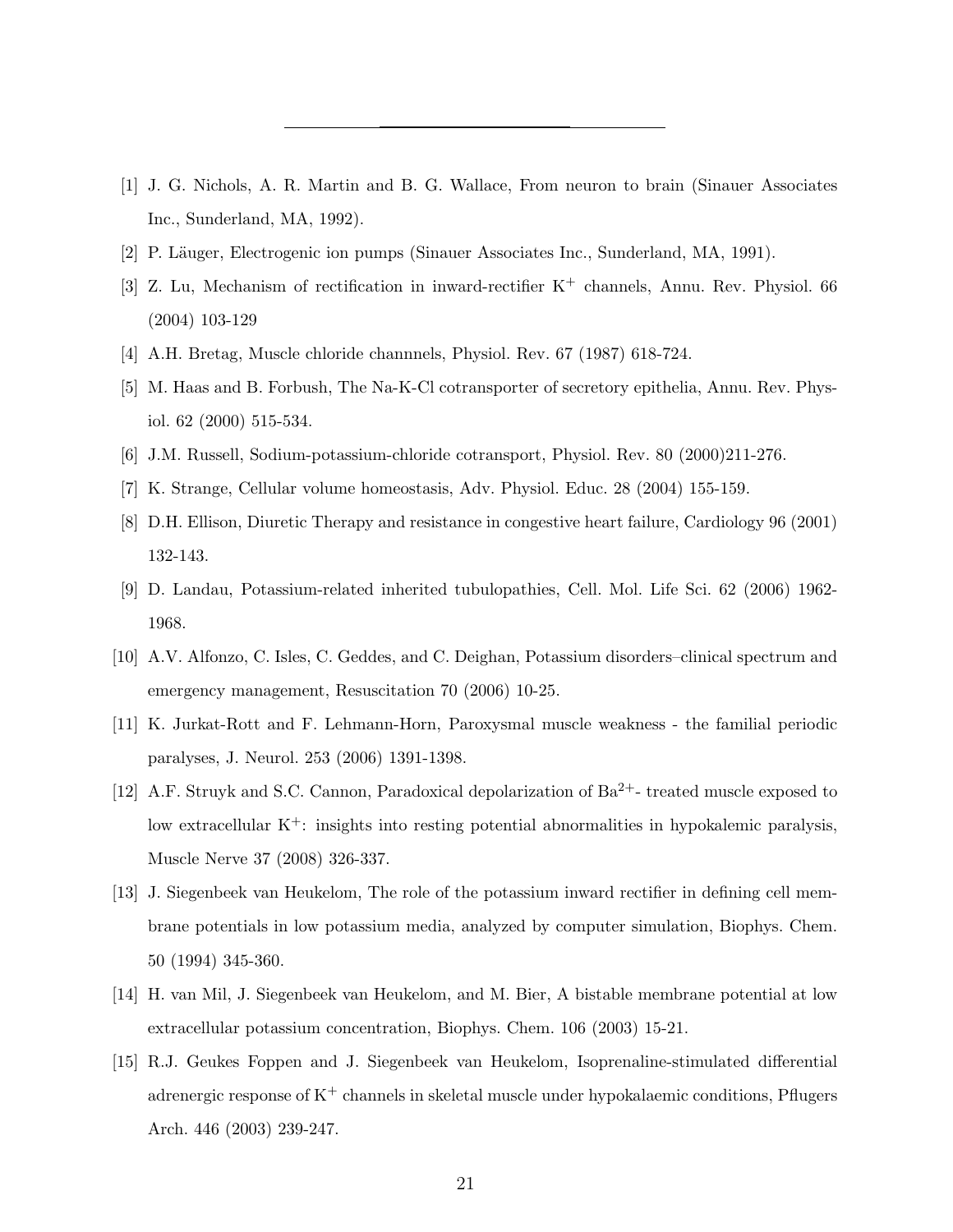---

[1] J. G. Nichols, A. R. Martin and B. G. Wallace, From neuron to brain (Sinauer Associates Inc., Sunderland, MA, 1992).

[2] P. Läuger, Electrogenic ion pumps (Sinauer Associates Inc., Sunderland, MA, 1991).

[3] Z. Lu, Mechanism of rectification in inward-rectifier $K^+$ channels, Annu. Rev. Physiol. 66 (2004) 103-129

[4] A.H. Bretag, Muscle chloride channnels, Physiol. Rev. 67 (1987) 618-724.

[5] M. Haas and B. Forbush, The Na-K-Cl cotransporter of secretory epithelia, Annu. Rev. Physiol. 62 (2000) 515-534.

[6] J.M. Russell, Sodium-potassium-chloride cotransport, Physiol. Rev. 80 (2000)211-276.

[7] K. Strange, Cellular volume homeostasis, Adv. Physiol. Educ. 28 (2004) 155-159.

[8] D.H. Ellison, Diuretic Therapy and resistance in congestive heart failure, Cardiology 96 (2001) 132-143.

[9] D. Landau, Potassium-related inherited tubulopathies, Cell. Mol. Life Sci. 62 (2006) 1962-1968.

[10] A.V. Alfonzo, C. Isles, C. Geddes, and C. Deighan, Potassium disorders–clinical spectrum and emergency management, Resuscitation 70 (2006) 10-25.

[11] K. Jurkat-Rott and F. Lehmann-Horn, Paroxysmal muscle weakness - the familial periodic paralyses, J. Neurol. 253 (2006) 1391-1398.

[12] A.F. Struyk and S.C. Cannon, Paradoxical depolarization of $Ba^{2+}$- treated muscle exposed to low extracellular $K^+$: insights into resting potential abnormalities in hypokalemic paralysis, Muscle Nerve 37 (2008) 326-337.

[13] J. Siegenbeek van Heukelom, The role of the potassium inward rectifier in defining cell membrane potentials in low potassium media, analyzed by computer simulation, Biophys. Chem. 50 (1994) 345-360.

[14] H. van Mil, J. Siegenbeek van Heukelom, and M. Bier, A bistable membrane potential at low extracellular potassium concentration, Biophys. Chem. 106 (2003) 15-21.

[15] R.J. Geukes Foppen and J. Siegenbeek van Heukelom, Isoprenaline-stimulated differential adrenergic response of $K^+$ channels in skeletal muscle under hypokalaemic conditions, Pflugers Arch. 446 (2003) 239-247.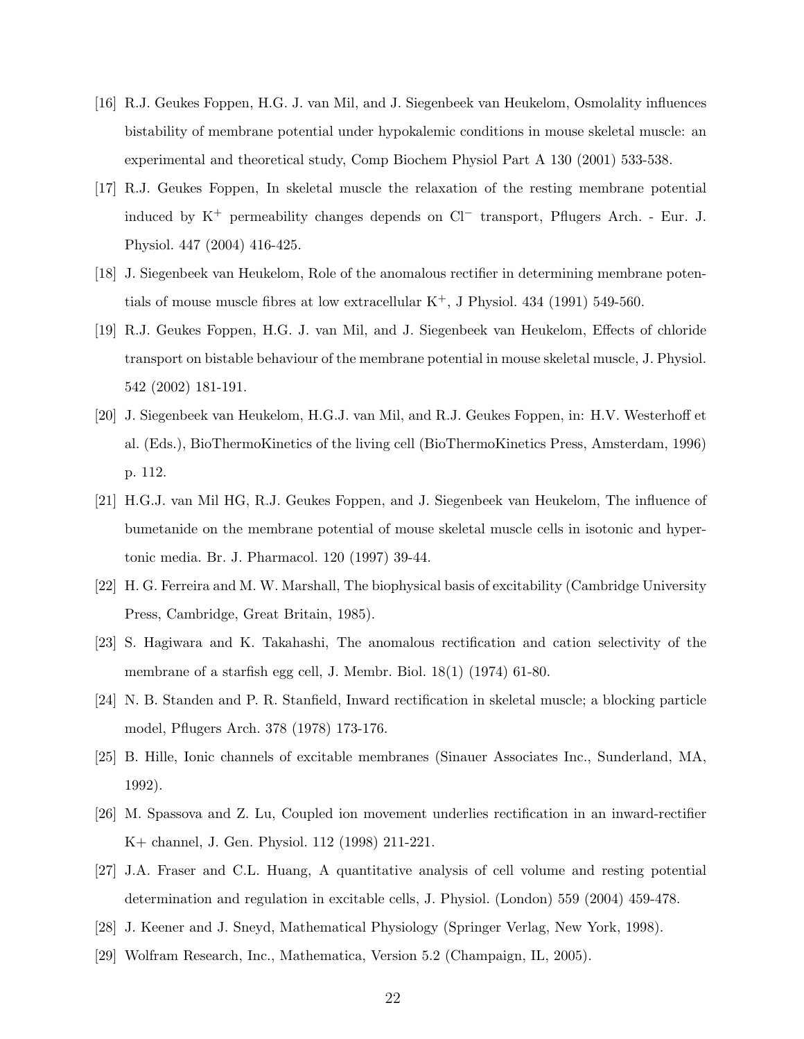[16] R.J. Geukes Foppen, H.G. J. van Mil, and J. Siegenbeek van Heukelom, Osmolality influences bistability of membrane potential under hypokalemic conditions in mouse skeletal muscle: an experimental and theoretical study, Comp Biochem Physiol Part A 130 (2001) 533-538.

[17] R.J. Geukes Foppen, In skeletal muscle the relaxation of the resting membrane potential induced by $K^+$ permeability changes depends on $Cl^-$ transport, Pflugers Arch. - Eur. J. Physiol. 447 (2004) 416-425.

[18] J. Siegenbeek van Heukelom, Role of the anomalous rectifier in determining membrane potentials of mouse muscle fibres at low extracellular $K^+$, J Physiol. 434 (1991) 549-560.

[19] R.J. Geukes Foppen, H.G. J. van Mil, and J. Siegenbeek van Heukelom, Effects of chloride transport on bistable behaviour of the membrane potential in mouse skeletal muscle, J. Physiol. 542 (2002) 181-191.

[20] J. Siegenbeek van Heukelom, H.G.J. van Mil, and R.J. Geukes Foppen, in: H.V. Westerhoff et al. (Eds.), BioThermoKinetics of the living cell (BioThermoKinetics Press, Amsterdam, 1996) p. 112.

[21] H.G.J. van Mil HG, R.J. Geukes Foppen, and J. Siegenbeek van Heukelom, The influence of bumetanide on the membrane potential of mouse skeletal muscle cells in isotonic and hypertonic media. Br. J. Pharmacol. 120 (1997) 39-44.

[22] H. G. Ferreira and M. W. Marshall, The biophysical basis of excitability (Cambridge University Press, Cambridge, Great Britain, 1985).

[23] S. Hagiwara and K. Takahashi, The anomalous rectification and cation selectivity of the membrane of a starfish egg cell, J. Membr. Biol. 18(1) (1974) 61-80.

[24] N. B. Standen and P. R. Stanfield, Inward rectification in skeletal muscle; a blocking particle model, Pflugers Arch. 378 (1978) 173-176.

[25] B. Hille, Ionic channels of excitable membranes (Sinauer Associates Inc., Sunderland, MA, 1992).

[26] M. Spassova and Z. Lu, Coupled ion movement underlies rectification in an inward-rectifier K+ channel, J. Gen. Physiol. 112 (1998) 211-221.

[27] J.A. Fraser and C.L. Huang, A quantitative analysis of cell volume and resting potential determination and regulation in excitable cells, J. Physiol. (London) 559 (2004) 459-478.

[28] J. Keener and J. Sneyd, Mathematical Physiology (Springer Verlag, New York, 1998).

[29] Wolfram Research, Inc., Mathematica, Version 5.2 (Champaign, IL, 2005).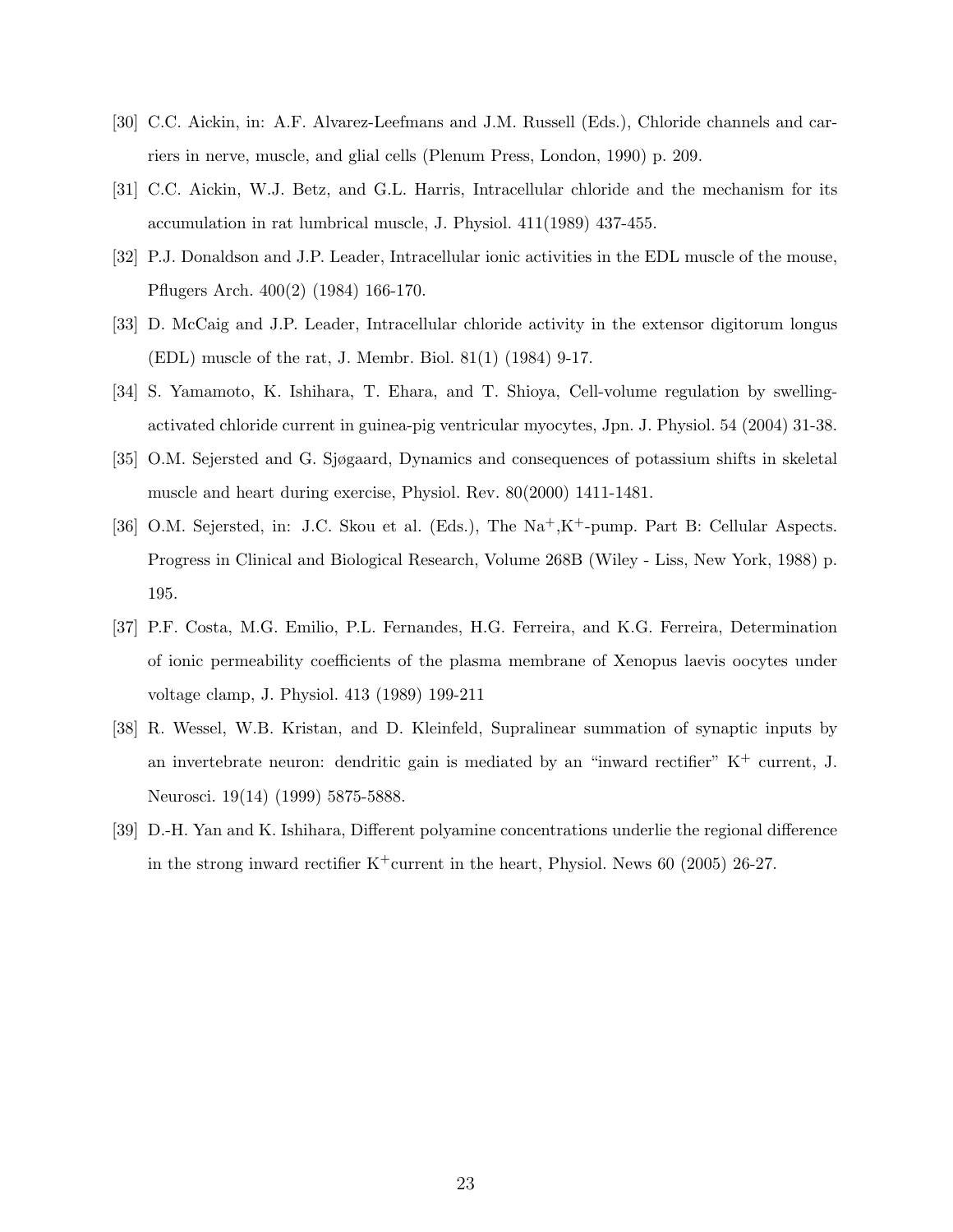[30] C.C. Aickin, in: A.F. Alvarez-Leefmans and J.M. Russell (Eds.), Chloride channels and carriers in nerve, muscle, and glial cells (Plenum Press, London, 1990) p. 209.

[31] C.C. Aickin, W.J. Betz, and G.L. Harris, Intracellular chloride and the mechanism for its accumulation in rat lumbrical muscle, J. Physiol. 411(1989) 437-455.

[32] P.J. Donaldson and J.P. Leader, Intracellular ionic activities in the EDL muscle of the mouse, Pflugers Arch. 400(2) (1984) 166-170.

[33] D. McCaig and J.P. Leader, Intracellular chloride activity in the extensor digitorum longus (EDL) muscle of the rat, J. Membr. Biol. 81(1) (1984) 9-17.

[34] S. Yamamoto, K. Ishihara, T. Ehara, and T. Shioya, Cell-volume regulation by swelling-activated chloride current in guinea-pig ventricular myocytes, Jpn. J. Physiol. 54 (2004) 31-38.

[35] O.M. Sejersted and G. Sjøgaard, Dynamics and consequences of potassium shifts in skeletal muscle and heart during exercise, Physiol. Rev. 80(2000) 1411-1481.

[36] O.M. Sejersted, in: J.C. Skou et al. (Eds.), The $Na^+$,$K^+$-pump. Part B: Cellular Aspects. Progress in Clinical and Biological Research, Volume 268B (Wiley - Liss, New York, 1988) p. 195.

[37] P.F. Costa, M.G. Emilio, P.L. Fernandes, H.G. Ferreira, and K.G. Ferreira, Determination of ionic permeability coefficients of the plasma membrane of Xenopus laevis oocytes under voltage clamp, J. Physiol. 413 (1989) 199-211

[38] R. Wessel, W.B. Kristan, and D. Kleinfeld, Supralinear summation of synaptic inputs by an invertebrate neuron: dendritic gain is mediated by an "inward rectifier" $K^+$ current, J. Neurosci. 19(14) (1999) 5875-5888.

[39] D.-H. Yan and K. Ishihara, Different polyamine concentrations underlie the regional difference in the strong inward rectifier $K^+$current in the heart, Physiol. News 60 (2005) 26-27.